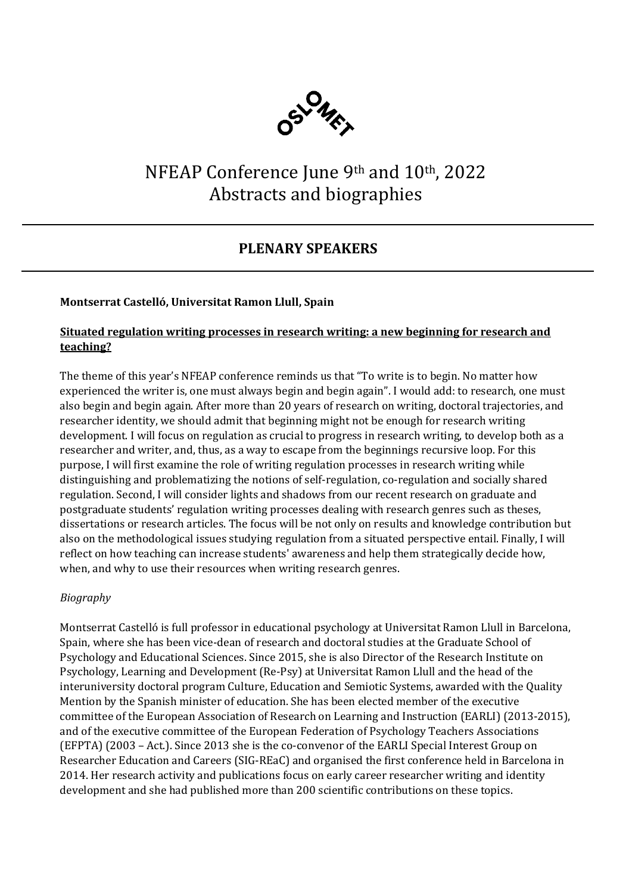# NFEAP Conference June 9th and 10th, 2022
# Abstracts and biographies

## PLENARY SPEAKERS

**Montserrat Castelló, Universitat Ramon Llull, Spain**

### Situated regulation writing processes in research writing: a new beginning for research and teaching?

The theme of this year's NFEAP conference reminds us that "To write is to begin. No matter how experienced the writer is, one must always begin and begin again". I would add: to research, one must also begin and begin again. After more than 20 years of research on writing, doctoral trajectories, and researcher identity, we should admit that beginning might not be enough for research writing development. I will focus on regulation as crucial to progress in research writing, to develop both as a researcher and writer, and, thus, as a way to escape from the beginnings recursive loop. For this purpose, I will first examine the role of writing regulation processes in research writing while distinguishing and problematizing the notions of self-regulation, co-regulation and socially shared regulation. Second, I will consider lights and shadows from our recent research on graduate and postgraduate students' regulation writing processes dealing with research genres such as theses, dissertations or research articles. The focus will be not only on results and knowledge contribution but also on the methodological issues studying regulation from a situated perspective entail. Finally, I will reflect on how teaching can increase students' awareness and help them strategically decide how, when, and why to use their resources when writing research genres.

*Biography*

Montserrat Castelló is full professor in educational psychology at Universitat Ramon Llull in Barcelona, Spain, where she has been vice-dean of research and doctoral studies at the Graduate School of Psychology and Educational Sciences. Since 2015, she is also Director of the Research Institute on Psychology, Learning and Development (Re-Psy) at Universitat Ramon Llull and the head of the interuniversity doctoral program Culture, Education and Semiotic Systems, awarded with the Quality Mention by the Spanish minister of education. She has been elected member of the executive committee of the European Association of Research on Learning and Instruction (EARLI) (2013-2015), and of the executive committee of the European Federation of Psychology Teachers Associations (EFPTA) (2003 – Act.). Since 2013 she is the co-convenor of the EARLI Special Interest Group on Researcher Education and Careers (SIG-REaC) and organised the first conference held in Barcelona in 2014. Her research activity and publications focus on early career researcher writing and identity development and she had published more than 200 scientific contributions on these topics.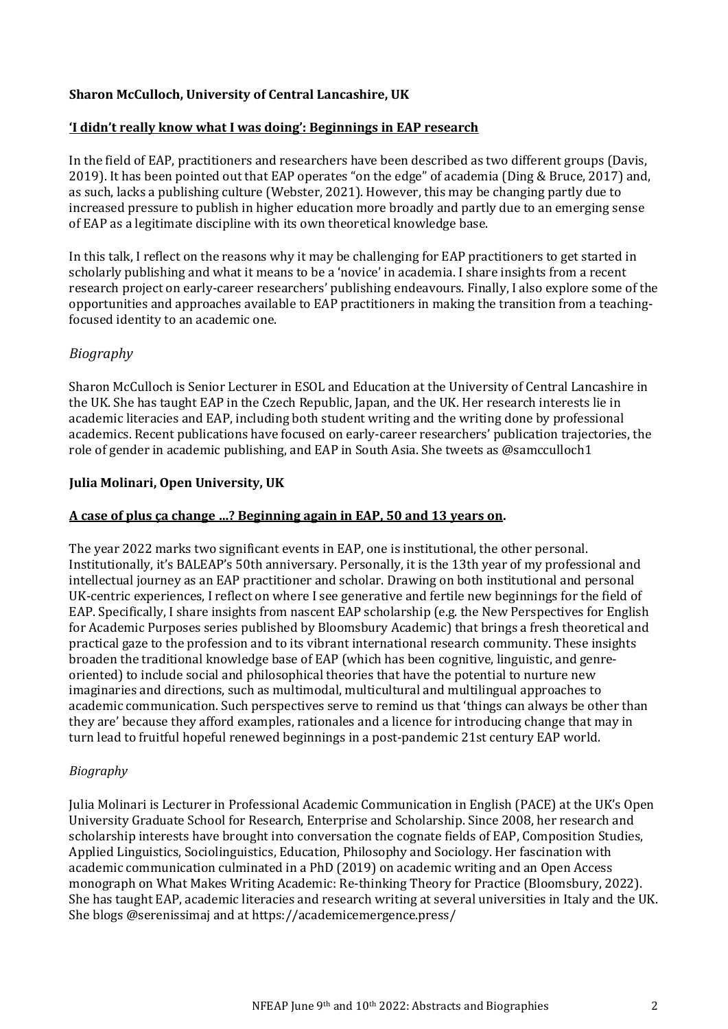**Sharon McCulloch, University of Central Lancashire, UK**

**'I didn't really know what I was doing': Beginnings in EAP research**

In the field of EAP, practitioners and researchers have been described as two different groups (Davis, 2019). It has been pointed out that EAP operates "on the edge" of academia (Ding & Bruce, 2017) and, as such, lacks a publishing culture (Webster, 2021). However, this may be changing partly due to increased pressure to publish in higher education more broadly and partly due to an emerging sense of EAP as a legitimate discipline with its own theoretical knowledge base.

In this talk, I reflect on the reasons why it may be challenging for EAP practitioners to get started in scholarly publishing and what it means to be a 'novice' in academia. I share insights from a recent research project on early-career researchers' publishing endeavours. Finally, I also explore some of the opportunities and approaches available to EAP practitioners in making the transition from a teaching-focused identity to an academic one.

*Biography*

Sharon McCulloch is Senior Lecturer in ESOL and Education at the University of Central Lancashire in the UK. She has taught EAP in the Czech Republic, Japan, and the UK. Her research interests lie in academic literacies and EAP, including both student writing and the writing done by professional academics. Recent publications have focused on early-career researchers' publication trajectories, the role of gender in academic publishing, and EAP in South Asia. She tweets as @samcculloch1

**Julia Molinari, Open University, UK**

**A case of plus ça change …? Beginning again in EAP, 50 and 13 years on.**

The year 2022 marks two significant events in EAP, one is institutional, the other personal. Institutionally, it's BALEAP's 50th anniversary. Personally, it is the 13th year of my professional and intellectual journey as an EAP practitioner and scholar. Drawing on both institutional and personal UK-centric experiences, I reflect on where I see generative and fertile new beginnings for the field of EAP. Specifically, I share insights from nascent EAP scholarship (e.g. the New Perspectives for English for Academic Purposes series published by Bloomsbury Academic) that brings a fresh theoretical and practical gaze to the profession and to its vibrant international research community. These insights broaden the traditional knowledge base of EAP (which has been cognitive, linguistic, and genre-oriented) to include social and philosophical theories that have the potential to nurture new imaginaries and directions, such as multimodal, multicultural and multilingual approaches to academic communication. Such perspectives serve to remind us that 'things can always be other than they are' because they afford examples, rationales and a licence for introducing change that may in turn lead to fruitful hopeful renewed beginnings in a post-pandemic 21st century EAP world.

*Biography*

Julia Molinari is Lecturer in Professional Academic Communication in English (PACE) at the UK's Open University Graduate School for Research, Enterprise and Scholarship. Since 2008, her research and scholarship interests have brought into conversation the cognate fields of EAP, Composition Studies, Applied Linguistics, Sociolinguistics, Education, Philosophy and Sociology. Her fascination with academic communication culminated in a PhD (2019) on academic writing and an Open Access monograph on What Makes Writing Academic: Re-thinking Theory for Practice (Bloomsbury, 2022). She has taught EAP, academic literacies and research writing at several universities in Italy and the UK. She blogs @serenissimaj and at https://academicemergence.press/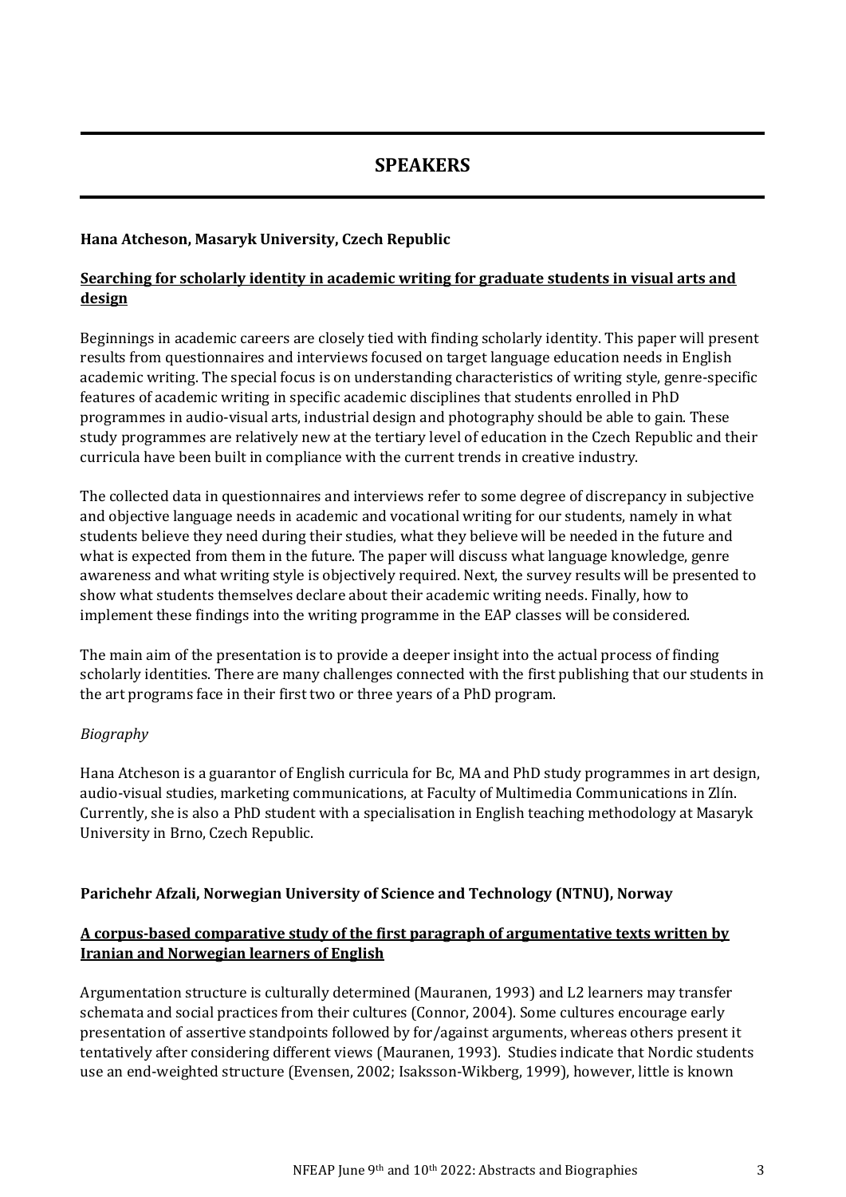# SPEAKERS

**Hana Atcheson, Masaryk University, Czech Republic**

**Searching for scholarly identity in academic writing for graduate students in visual arts and design**

Beginnings in academic careers are closely tied with finding scholarly identity. This paper will present results from questionnaires and interviews focused on target language education needs in English academic writing. The special focus is on understanding characteristics of writing style, genre-specific features of academic writing in specific academic disciplines that students enrolled in PhD programmes in audio-visual arts, industrial design and photography should be able to gain. These study programmes are relatively new at the tertiary level of education in the Czech Republic and their curricula have been built in compliance with the current trends in creative industry.

The collected data in questionnaires and interviews refer to some degree of discrepancy in subjective and objective language needs in academic and vocational writing for our students, namely in what students believe they need during their studies, what they believe will be needed in the future and what is expected from them in the future. The paper will discuss what language knowledge, genre awareness and what writing style is objectively required. Next, the survey results will be presented to show what students themselves declare about their academic writing needs. Finally, how to implement these findings into the writing programme in the EAP classes will be considered.

The main aim of the presentation is to provide a deeper insight into the actual process of finding scholarly identities. There are many challenges connected with the first publishing that our students in the art programs face in their first two or three years of a PhD program.

*Biography*

Hana Atcheson is a guarantor of English curricula for Bc, MA and PhD study programmes in art design, audio-visual studies, marketing communications, at Faculty of Multimedia Communications in Zlín. Currently, she is also a PhD student with a specialisation in English teaching methodology at Masaryk University in Brno, Czech Republic.

**Parichehr Afzali, Norwegian University of Science and Technology (NTNU), Norway**

**A corpus-based comparative study of the first paragraph of argumentative texts written by Iranian and Norwegian learners of English**

Argumentation structure is culturally determined (Mauranen, 1993) and L2 learners may transfer schemata and social practices from their cultures (Connor, 2004). Some cultures encourage early presentation of assertive standpoints followed by for/against arguments, whereas others present it tentatively after considering different views (Mauranen, 1993). Studies indicate that Nordic students use an end-weighted structure (Evensen, 2002; Isaksson-Wikberg, 1999), however, little is known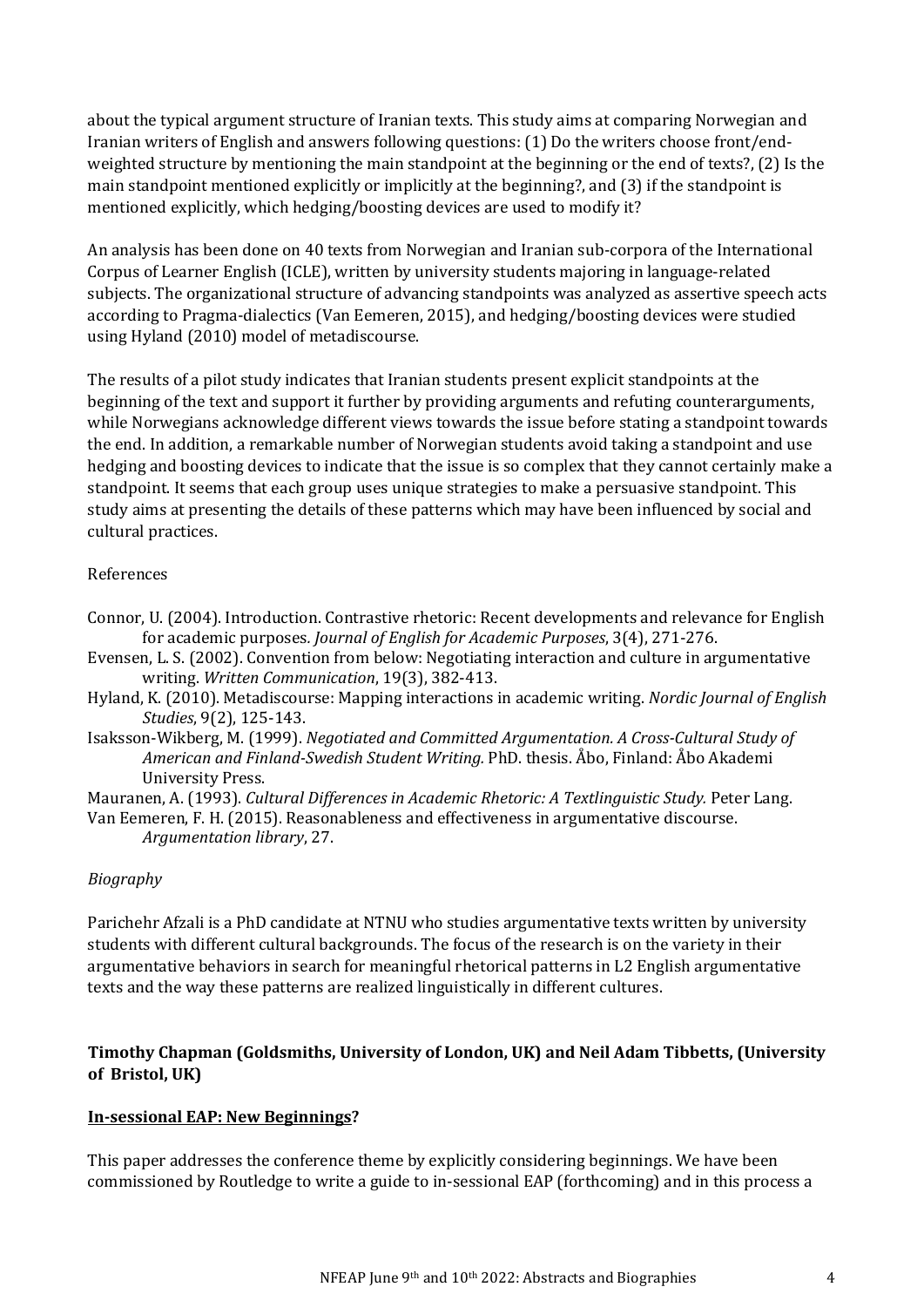about the typical argument structure of Iranian texts. This study aims at comparing Norwegian and Iranian writers of English and answers following questions: (1) Do the writers choose front/end-weighted structure by mentioning the main standpoint at the beginning or the end of texts?, (2) Is the main standpoint mentioned explicitly or implicitly at the beginning?, and (3) if the standpoint is mentioned explicitly, which hedging/boosting devices are used to modify it?

An analysis has been done on 40 texts from Norwegian and Iranian sub-corpora of the International Corpus of Learner English (ICLE), written by university students majoring in language-related subjects. The organizational structure of advancing standpoints was analyzed as assertive speech acts according to Pragma-dialectics (Van Eemeren, 2015), and hedging/boosting devices were studied using Hyland (2010) model of metadiscourse.

The results of a pilot study indicates that Iranian students present explicit standpoints at the beginning of the text and support it further by providing arguments and refuting counterarguments, while Norwegians acknowledge different views towards the issue before stating a standpoint towards the end. In addition, a remarkable number of Norwegian students avoid taking a standpoint and use hedging and boosting devices to indicate that the issue is so complex that they cannot certainly make a standpoint. It seems that each group uses unique strategies to make a persuasive standpoint. This study aims at presenting the details of these patterns which may have been influenced by social and cultural practices.

References

Connor, U. (2004). Introduction. Contrastive rhetoric: Recent developments and relevance for English for academic purposes. *Journal of English for Academic Purposes*, 3(4), 271-276.

Evensen, L. S. (2002). Convention from below: Negotiating interaction and culture in argumentative writing. *Written Communication*, 19(3), 382-413.

Hyland, K. (2010). Metadiscourse: Mapping interactions in academic writing. *Nordic Journal of English Studies*, 9(2), 125-143.

Isaksson-Wikberg, M. (1999). *Negotiated and Committed Argumentation. A Cross-Cultural Study of American and Finland-Swedish Student Writing.* PhD. thesis. Åbo, Finland: Åbo Akademi University Press.

Mauranen, A. (1993). *Cultural Differences in Academic Rhetoric: A Textlinguistic Study.* Peter Lang.

Van Eemeren, F. H. (2015). Reasonableness and effectiveness in argumentative discourse. *Argumentation library*, 27.

*Biography*

Parichehr Afzali is a PhD candidate at NTNU who studies argumentative texts written by university students with different cultural backgrounds. The focus of the research is on the variety in their argumentative behaviors in search for meaningful rhetorical patterns in L2 English argumentative texts and the way these patterns are realized linguistically in different cultures.

**Timothy Chapman (Goldsmiths, University of London, UK) and Neil Adam Tibbetts, (University of Bristol, UK)**

**<u>In-sessional EAP: New Beginnings</u>?**

This paper addresses the conference theme by explicitly considering beginnings. We have been commissioned by Routledge to write a guide to in-sessional EAP (forthcoming) and in this process a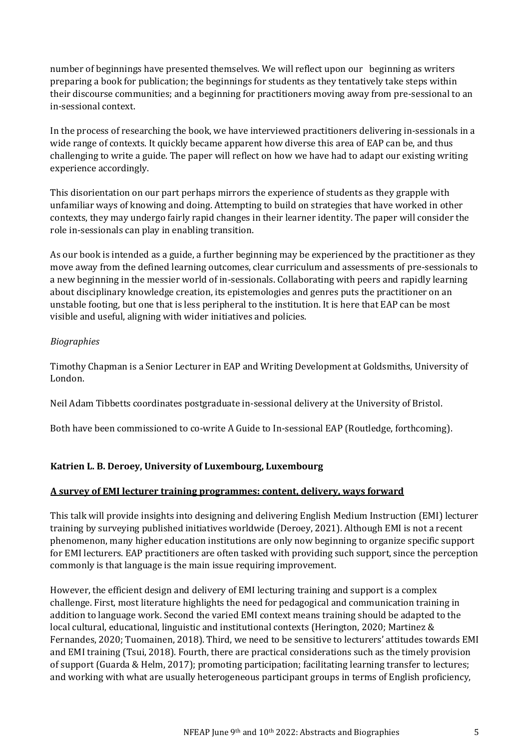number of beginnings have presented themselves. We will reflect upon our beginning as writers preparing a book for publication; the beginnings for students as they tentatively take steps within their discourse communities; and a beginning for practitioners moving away from pre-sessional to an in-sessional context.

In the process of researching the book, we have interviewed practitioners delivering in-sessionals in a wide range of contexts. It quickly became apparent how diverse this area of EAP can be, and thus challenging to write a guide. The paper will reflect on how we have had to adapt our existing writing experience accordingly.

This disorientation on our part perhaps mirrors the experience of students as they grapple with unfamiliar ways of knowing and doing. Attempting to build on strategies that have worked in other contexts, they may undergo fairly rapid changes in their learner identity. The paper will consider the role in-sessionals can play in enabling transition.

As our book is intended as a guide, a further beginning may be experienced by the practitioner as they move away from the defined learning outcomes, clear curriculum and assessments of pre-sessionals to a new beginning in the messier world of in-sessionals. Collaborating with peers and rapidly learning about disciplinary knowledge creation, its epistemologies and genres puts the practitioner on an unstable footing, but one that is less peripheral to the institution. It is here that EAP can be most visible and useful, aligning with wider initiatives and policies.

*Biographies*

Timothy Chapman is a Senior Lecturer in EAP and Writing Development at Goldsmiths, University of London.

Neil Adam Tibbetts coordinates postgraduate in-sessional delivery at the University of Bristol.

Both have been commissioned to co-write A Guide to In-sessional EAP (Routledge, forthcoming).

**Katrien L. B. Deroey, University of Luxembourg, Luxembourg**

**A survey of EMI lecturer training programmes: content, delivery, ways forward**

This talk will provide insights into designing and delivering English Medium Instruction (EMI) lecturer training by surveying published initiatives worldwide (Deroey, 2021). Although EMI is not a recent phenomenon, many higher education institutions are only now beginning to organize specific support for EMI lecturers. EAP practitioners are often tasked with providing such support, since the perception commonly is that language is the main issue requiring improvement.

However, the efficient design and delivery of EMI lecturing training and support is a complex challenge. First, most literature highlights the need for pedagogical and communication training in addition to language work. Second the varied EMI context means training should be adapted to the local cultural, educational, linguistic and institutional contexts (Herington, 2020; Martinez & Fernandes, 2020; Tuomainen, 2018). Third, we need to be sensitive to lecturers' attitudes towards EMI and EMI training (Tsui, 2018). Fourth, there are practical considerations such as the timely provision of support (Guarda & Helm, 2017); promoting participation; facilitating learning transfer to lectures; and working with what are usually heterogeneous participant groups in terms of English proficiency,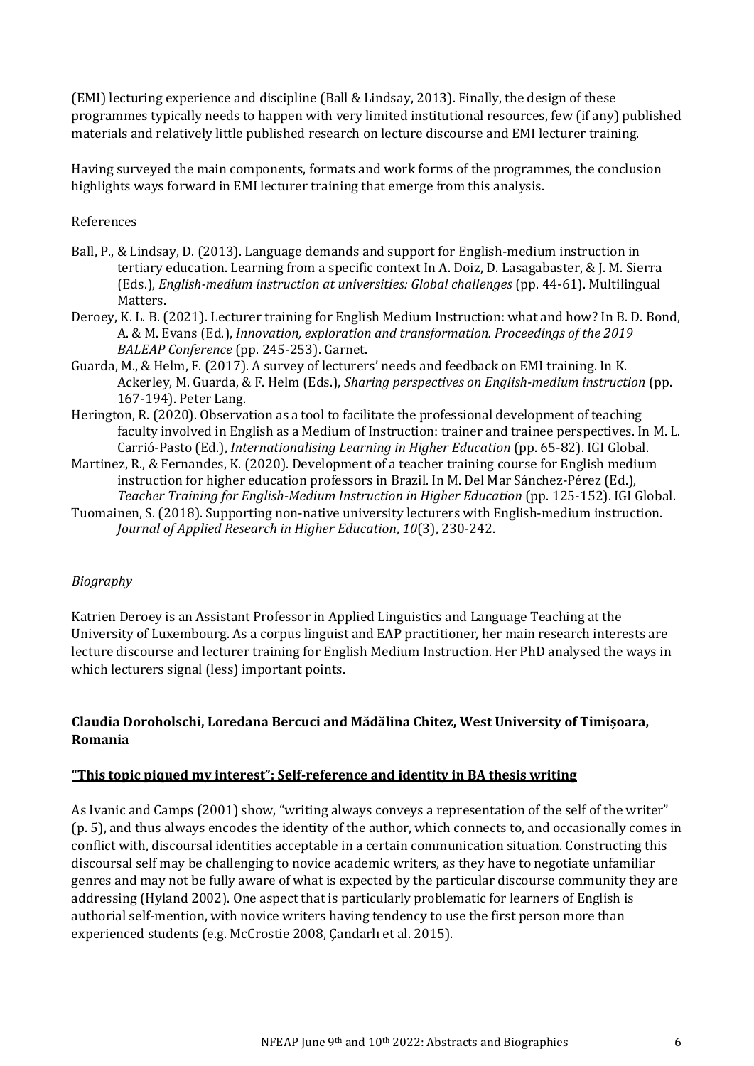(EMI) lecturing experience and discipline (Ball & Lindsay, 2013). Finally, the design of these programmes typically needs to happen with very limited institutional resources, few (if any) published materials and relatively little published research on lecture discourse and EMI lecturer training.

Having surveyed the main components, formats and work forms of the programmes, the conclusion highlights ways forward in EMI lecturer training that emerge from this analysis.

References

Ball, P., & Lindsay, D. (2013). Language demands and support for English-medium instruction in tertiary education. Learning from a specific context In A. Doiz, D. Lasagabaster, & J. M. Sierra (Eds.), *English-medium instruction at universities: Global challenges* (pp. 44-61). Multilingual Matters.

Deroey, K. L. B. (2021). Lecturer training for English Medium Instruction: what and how? In B. D. Bond, A. & M. Evans (Ed.), *Innovation, exploration and transformation. Proceedings of the 2019 BALEAP Conference* (pp. 245-253). Garnet.

Guarda, M., & Helm, F. (2017). A survey of lecturers' needs and feedback on EMI training. In K. Ackerley, M. Guarda, & F. Helm (Eds.), *Sharing perspectives on English-medium instruction* (pp. 167-194). Peter Lang.

Herington, R. (2020). Observation as a tool to facilitate the professional development of teaching faculty involved in English as a Medium of Instruction: trainer and trainee perspectives. In M. L. Carrió-Pasto (Ed.), *Internationalising Learning in Higher Education* (pp. 65-82). IGI Global.

Martinez, R., & Fernandes, K. (2020). Development of a teacher training course for English medium instruction for higher education professors in Brazil. In M. Del Mar Sánchez-Pérez (Ed.), *Teacher Training for English-Medium Instruction in Higher Education* (pp. 125-152). IGI Global.

Tuomainen, S. (2018). Supporting non-native university lecturers with English-medium instruction. *Journal of Applied Research in Higher Education*, *10*(3), 230-242.

*Biography*

Katrien Deroey is an Assistant Professor in Applied Linguistics and Language Teaching at the University of Luxembourg. As a corpus linguist and EAP practitioner, her main research interests are lecture discourse and lecturer training for English Medium Instruction. Her PhD analysed the ways in which lecturers signal (less) important points.

**Claudia Doroholschi, Loredana Bercuci and Mădălina Chitez, West University of Timișoara, Romania**

**"This topic piqued my interest": Self-reference and identity in BA thesis writing**

As Ivanic and Camps (2001) show, "writing always conveys a representation of the self of the writer" (p. 5), and thus always encodes the identity of the author, which connects to, and occasionally comes in conflict with, discoursal identities acceptable in a certain communication situation. Constructing this discoursal self may be challenging to novice academic writers, as they have to negotiate unfamiliar genres and may not be fully aware of what is expected by the particular discourse community they are addressing (Hyland 2002). One aspect that is particularly problematic for learners of English is authorial self-mention, with novice writers having tendency to use the first person more than experienced students (e.g. McCrostie 2008, Çandarlı et al. 2015).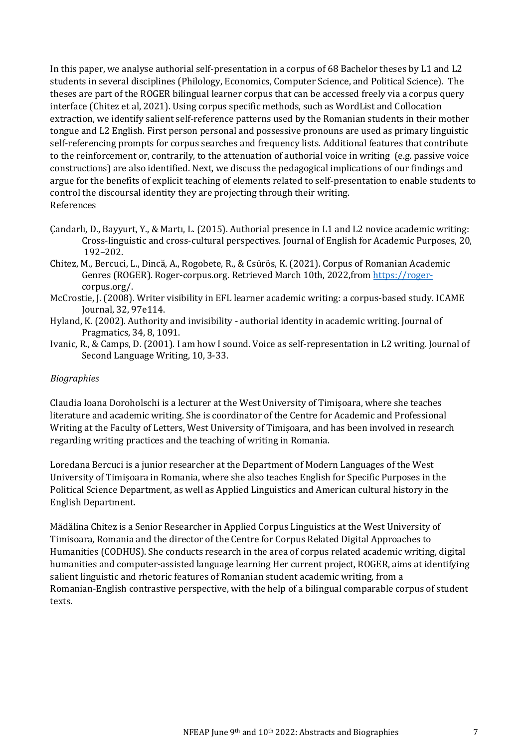In this paper, we analyse authorial self-presentation in a corpus of 68 Bachelor theses by L1 and L2 students in several disciplines (Philology, Economics, Computer Science, and Political Science). The theses are part of the ROGER bilingual learner corpus that can be accessed freely via a corpus query interface (Chitez et al, 2021). Using corpus specific methods, such as WordList and Collocation extraction, we identify salient self-reference patterns used by the Romanian students in their mother tongue and L2 English. First person personal and possessive pronouns are used as primary linguistic self-referencing prompts for corpus searches and frequency lists. Additional features that contribute to the reinforcement or, contrarily, to the attenuation of authorial voice in writing (e.g. passive voice constructions) are also identified. Next, we discuss the pedagogical implications of our findings and argue for the benefits of explicit teaching of elements related to self-presentation to enable students to control the discoursal identity they are projecting through their writing.

References

- Çandarlı, D., Bayyurt, Y., & Martı, L. (2015). Authorial presence in L1 and L2 novice academic writing: Cross-linguistic and cross-cultural perspectives. Journal of English for Academic Purposes, 20, 192–202.
- Chitez, M., Bercuci, L., Dincă, A., Rogobete, R., & Csürös, K. (2021). Corpus of Romanian Academic Genres (ROGER). Roger-corpus.org. Retrieved March 10th, 2022,from https://roger-corpus.org/.
- McCrostie, J. (2008). Writer visibility in EFL learner academic writing: a corpus-based study. ICAME Journal, 32, 97e114.
- Hyland, K. (2002). Authority and invisibility - authorial identity in academic writing. Journal of Pragmatics, 34, 8, 1091.
- Ivanic, R., & Camps, D. (2001). I am how I sound. Voice as self-representation in L2 writing. Journal of Second Language Writing, 10, 3-33.

*Biographies*

Claudia Ioana Doroholschi is a lecturer at the West University of Timișoara, where she teaches literature and academic writing. She is coordinator of the Centre for Academic and Professional Writing at the Faculty of Letters, West University of Timișoara, and has been involved in research regarding writing practices and the teaching of writing in Romania.

Loredana Bercuci is a junior researcher at the Department of Modern Languages of the West University of Timișoara in Romania, where she also teaches English for Specific Purposes in the Political Science Department, as well as Applied Linguistics and American cultural history in the English Department.

Mădălina Chitez is a Senior Researcher in Applied Corpus Linguistics at the West University of Timisoara, Romania and the director of the Centre for Corpus Related Digital Approaches to Humanities (CODHUS). She conducts research in the area of corpus related academic writing, digital humanities and computer-assisted language learning Her current project, ROGER, aims at identifying salient linguistic and rhetoric features of Romanian student academic writing, from a Romanian-English contrastive perspective, with the help of a bilingual comparable corpus of student texts.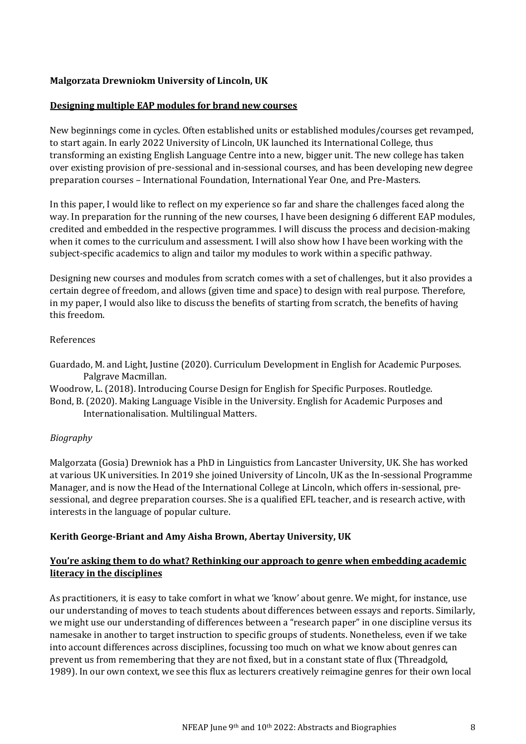**Malgorzata Drewniokm University of Lincoln, UK**

**Designing multiple EAP modules for brand new courses**

New beginnings come in cycles. Often established units or established modules/courses get revamped, to start again. In early 2022 University of Lincoln, UK launched its International College, thus transforming an existing English Language Centre into a new, bigger unit. The new college has taken over existing provision of pre-sessional and in-sessional courses, and has been developing new degree preparation courses – International Foundation, International Year One, and Pre-Masters.

In this paper, I would like to reflect on my experience so far and share the challenges faced along the way. In preparation for the running of the new courses, I have been designing 6 different EAP modules, credited and embedded in the respective programmes. I will discuss the process and decision-making when it comes to the curriculum and assessment. I will also show how I have been working with the subject-specific academics to align and tailor my modules to work within a specific pathway.

Designing new courses and modules from scratch comes with a set of challenges, but it also provides a certain degree of freedom, and allows (given time and space) to design with real purpose. Therefore, in my paper, I would also like to discuss the benefits of starting from scratch, the benefits of having this freedom.

References

Guardado, M. and Light, Justine (2020). Curriculum Development in English for Academic Purposes. Palgrave Macmillan.

Woodrow, L. (2018). Introducing Course Design for English for Specific Purposes. Routledge.

Bond, B. (2020). Making Language Visible in the University. English for Academic Purposes and Internationalisation. Multilingual Matters.

*Biography*

Malgorzata (Gosia) Drewniok has a PhD in Linguistics from Lancaster University, UK. She has worked at various UK universities. In 2019 she joined University of Lincoln, UK as the In-sessional Programme Manager, and is now the Head of the International College at Lincoln, which offers in-sessional, pre-sessional, and degree preparation courses. She is a qualified EFL teacher, and is research active, with interests in the language of popular culture.

**Kerith George-Briant and Amy Aisha Brown, Abertay University, UK**

**You're asking them to do what? Rethinking our approach to genre when embedding academic literacy in the disciplines**

As practitioners, it is easy to take comfort in what we 'know' about genre. We might, for instance, use our understanding of moves to teach students about differences between essays and reports. Similarly, we might use our understanding of differences between a "research paper" in one discipline versus its namesake in another to target instruction to specific groups of students. Nonetheless, even if we take into account differences across disciplines, focussing too much on what we know about genres can prevent us from remembering that they are not fixed, but in a constant state of flux (Threadgold, 1989). In our own context, we see this flux as lecturers creatively reimagine genres for their own local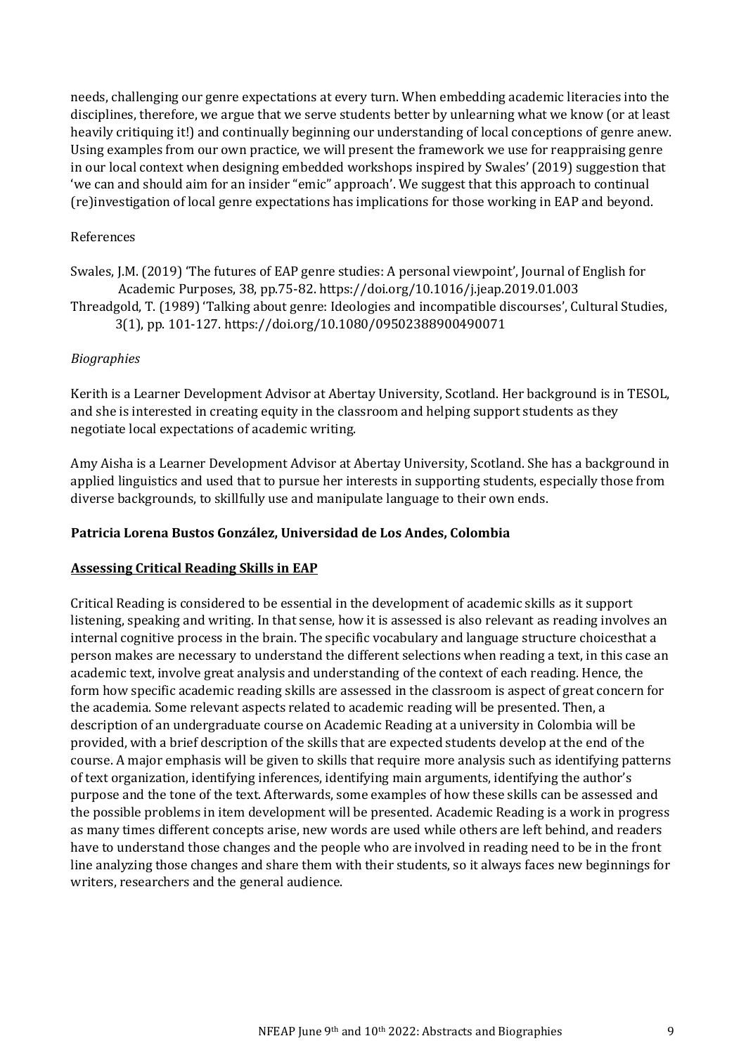needs, challenging our genre expectations at every turn. When embedding academic literacies into the disciplines, therefore, we argue that we serve students better by unlearning what we know (or at least heavily critiquing it!) and continually beginning our understanding of local conceptions of genre anew. Using examples from our own practice, we will present the framework we use for reappraising genre in our local context when designing embedded workshops inspired by Swales' (2019) suggestion that 'we can and should aim for an insider "emic" approach'. We suggest that this approach to continual (re)investigation of local genre expectations has implications for those working in EAP and beyond.

References

Swales, J.M. (2019) 'The futures of EAP genre studies: A personal viewpoint', Journal of English for Academic Purposes, 38, pp.75-82. https://doi.org/10.1016/j.jeap.2019.01.003

Threadgold, T. (1989) 'Talking about genre: Ideologies and incompatible discourses', Cultural Studies, 3(1), pp. 101-127. https://doi.org/10.1080/09502388900490071

*Biographies*

Kerith is a Learner Development Advisor at Abertay University, Scotland. Her background is in TESOL, and she is interested in creating equity in the classroom and helping support students as they negotiate local expectations of academic writing.

Amy Aisha is a Learner Development Advisor at Abertay University, Scotland. She has a background in applied linguistics and used that to pursue her interests in supporting students, especially those from diverse backgrounds, to skillfully use and manipulate language to their own ends.

**Patricia Lorena Bustos González, Universidad de Los Andes, Colombia**

**Assessing Critical Reading Skills in EAP**

Critical Reading is considered to be essential in the development of academic skills as it support listening, speaking and writing. In that sense, how it is assessed is also relevant as reading involves an internal cognitive process in the brain. The specific vocabulary and language structure choicesthat a person makes are necessary to understand the different selections when reading a text, in this case an academic text, involve great analysis and understanding of the context of each reading. Hence, the form how specific academic reading skills are assessed in the classroom is aspect of great concern for the academia. Some relevant aspects related to academic reading will be presented. Then, a description of an undergraduate course on Academic Reading at a university in Colombia will be provided, with a brief description of the skills that are expected students develop at the end of the course. A major emphasis will be given to skills that require more analysis such as identifying patterns of text organization, identifying inferences, identifying main arguments, identifying the author's purpose and the tone of the text. Afterwards, some examples of how these skills can be assessed and the possible problems in item development will be presented. Academic Reading is a work in progress as many times different concepts arise, new words are used while others are left behind, and readers have to understand those changes and the people who are involved in reading need to be in the front line analyzing those changes and share them with their students, so it always faces new beginnings for writers, researchers and the general audience.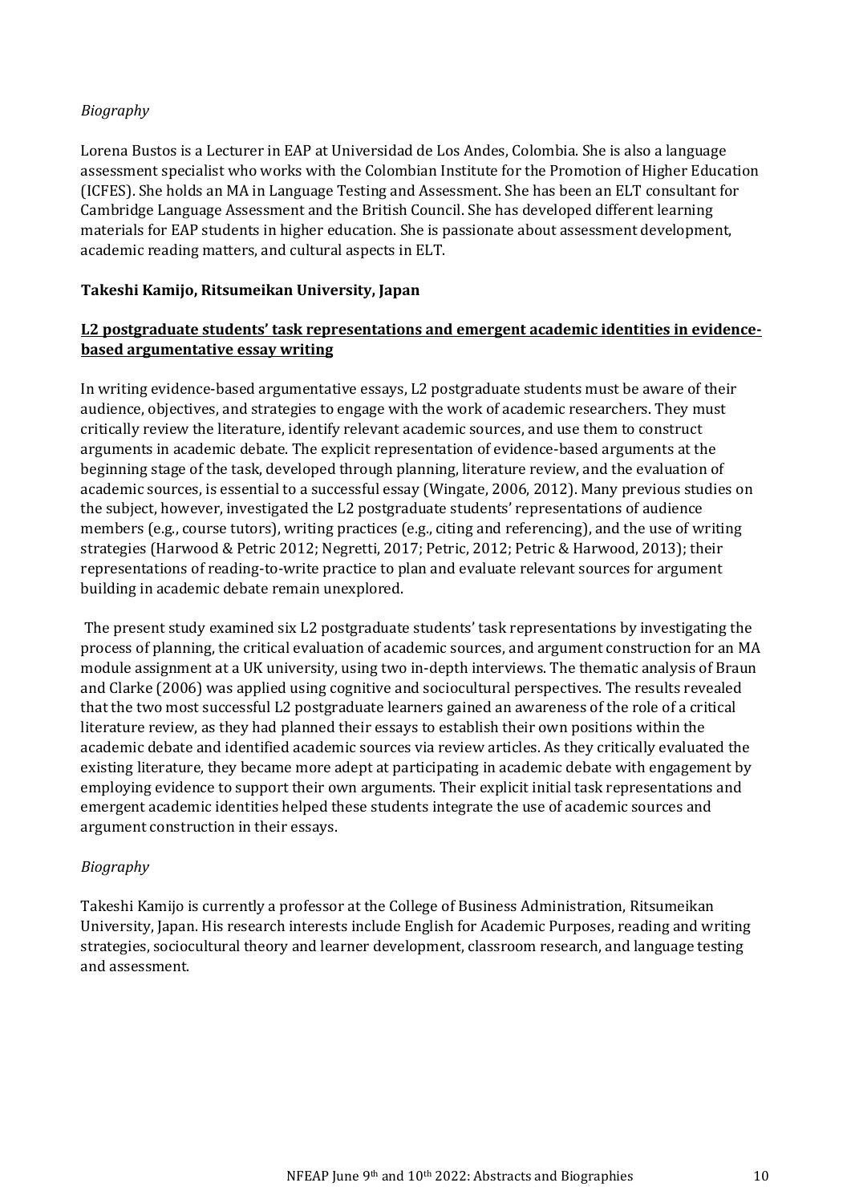*Biography*

Lorena Bustos is a Lecturer in EAP at Universidad de Los Andes, Colombia. She is also a language assessment specialist who works with the Colombian Institute for the Promotion of Higher Education (ICFES). She holds an MA in Language Testing and Assessment. She has been an ELT consultant for Cambridge Language Assessment and the British Council. She has developed different learning materials for EAP students in higher education. She is passionate about assessment development, academic reading matters, and cultural aspects in ELT.

**Takeshi Kamijo, Ritsumeikan University, Japan**

**L2 postgraduate students' task representations and emergent academic identities in evidence-based argumentative essay writing**

In writing evidence-based argumentative essays, L2 postgraduate students must be aware of their audience, objectives, and strategies to engage with the work of academic researchers. They must critically review the literature, identify relevant academic sources, and use them to construct arguments in academic debate. The explicit representation of evidence-based arguments at the beginning stage of the task, developed through planning, literature review, and the evaluation of academic sources, is essential to a successful essay (Wingate, 2006, 2012). Many previous studies on the subject, however, investigated the L2 postgraduate students' representations of audience members (e.g., course tutors), writing practices (e.g., citing and referencing), and the use of writing strategies (Harwood & Petric 2012; Negretti, 2017; Petric, 2012; Petric & Harwood, 2013); their representations of reading-to-write practice to plan and evaluate relevant sources for argument building in academic debate remain unexplored.

The present study examined six L2 postgraduate students' task representations by investigating the process of planning, the critical evaluation of academic sources, and argument construction for an MA module assignment at a UK university, using two in-depth interviews. The thematic analysis of Braun and Clarke (2006) was applied using cognitive and sociocultural perspectives. The results revealed that the two most successful L2 postgraduate learners gained an awareness of the role of a critical literature review, as they had planned their essays to establish their own positions within the academic debate and identified academic sources via review articles. As they critically evaluated the existing literature, they became more adept at participating in academic debate with engagement by employing evidence to support their own arguments. Their explicit initial task representations and emergent academic identities helped these students integrate the use of academic sources and argument construction in their essays.

*Biography*

Takeshi Kamijo is currently a professor at the College of Business Administration, Ritsumeikan University, Japan. His research interests include English for Academic Purposes, reading and writing strategies, sociocultural theory and learner development, classroom research, and language testing and assessment.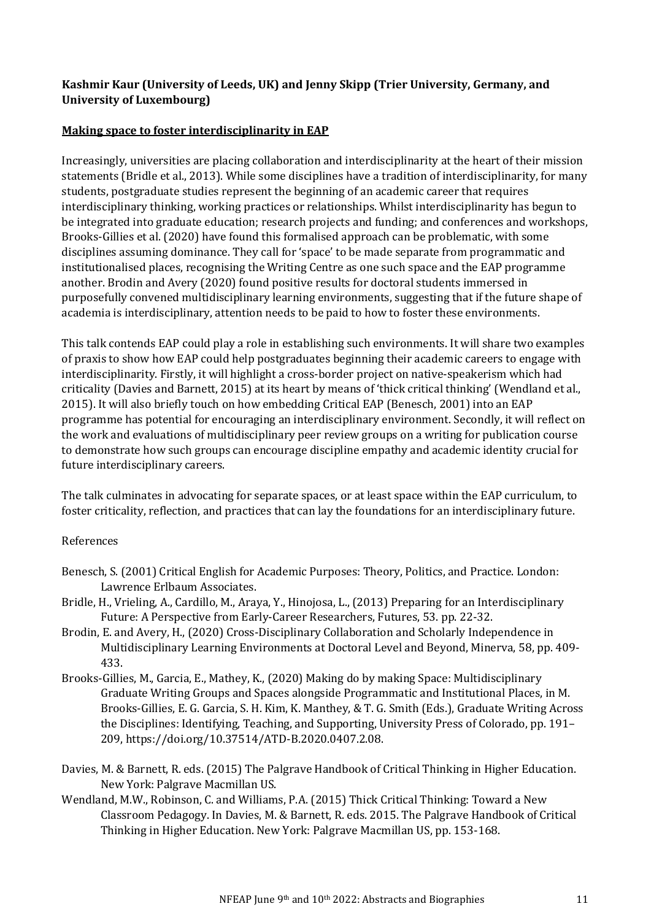**Kashmir Kaur (University of Leeds, UK) and Jenny Skipp (Trier University, Germany, and University of Luxembourg)**

**Making space to foster interdisciplinarity in EAP**

Increasingly, universities are placing collaboration and interdisciplinarity at the heart of their mission statements (Bridle et al., 2013). While some disciplines have a tradition of interdisciplinarity, for many students, postgraduate studies represent the beginning of an academic career that requires interdisciplinary thinking, working practices or relationships. Whilst interdisciplinarity has begun to be integrated into graduate education; research projects and funding; and conferences and workshops, Brooks-Gillies et al. (2020) have found this formalised approach can be problematic, with some disciplines assuming dominance. They call for 'space' to be made separate from programmatic and institutionalised places, recognising the Writing Centre as one such space and the EAP programme another. Brodin and Avery (2020) found positive results for doctoral students immersed in purposefully convened multidisciplinary learning environments, suggesting that if the future shape of academia is interdisciplinary, attention needs to be paid to how to foster these environments.

This talk contends EAP could play a role in establishing such environments. It will share two examples of praxis to show how EAP could help postgraduates beginning their academic careers to engage with interdisciplinarity. Firstly, it will highlight a cross-border project on native-speakerism which had criticality (Davies and Barnett, 2015) at its heart by means of 'thick critical thinking' (Wendland et al., 2015). It will also briefly touch on how embedding Critical EAP (Benesch, 2001) into an EAP programme has potential for encouraging an interdisciplinary environment. Secondly, it will reflect on the work and evaluations of multidisciplinary peer review groups on a writing for publication course to demonstrate how such groups can encourage discipline empathy and academic identity crucial for future interdisciplinary careers.

The talk culminates in advocating for separate spaces, or at least space within the EAP curriculum, to foster criticality, reflection, and practices that can lay the foundations for an interdisciplinary future.

References

Benesch, S. (2001) Critical English for Academic Purposes: Theory, Politics, and Practice. London: Lawrence Erlbaum Associates.

Bridle, H., Vrieling, A., Cardillo, M., Araya, Y., Hinojosa, L., (2013) Preparing for an Interdisciplinary Future: A Perspective from Early-Career Researchers, Futures, 53. pp. 22-32.

Brodin, E. and Avery, H., (2020) Cross-Disciplinary Collaboration and Scholarly Independence in Multidisciplinary Learning Environments at Doctoral Level and Beyond, Minerva, 58, pp. 409-433.

Brooks-Gillies, M., Garcia, E., Mathey, K., (2020) Making do by making Space: Multidisciplinary Graduate Writing Groups and Spaces alongside Programmatic and Institutional Places, in M. Brooks-Gillies, E. G. Garcia, S. H. Kim, K. Manthey, & T. G. Smith (Eds.), Graduate Writing Across the Disciplines: Identifying, Teaching, and Supporting, University Press of Colorado, pp. 191–209, https://doi.org/10.37514/ATD-B.2020.0407.2.08.

Davies, M. & Barnett, R. eds. (2015) The Palgrave Handbook of Critical Thinking in Higher Education. New York: Palgrave Macmillan US.

Wendland, M.W., Robinson, C. and Williams, P.A. (2015) Thick Critical Thinking: Toward a New Classroom Pedagogy. In Davies, M. & Barnett, R. eds. 2015. The Palgrave Handbook of Critical Thinking in Higher Education. New York: Palgrave Macmillan US, pp. 153-168.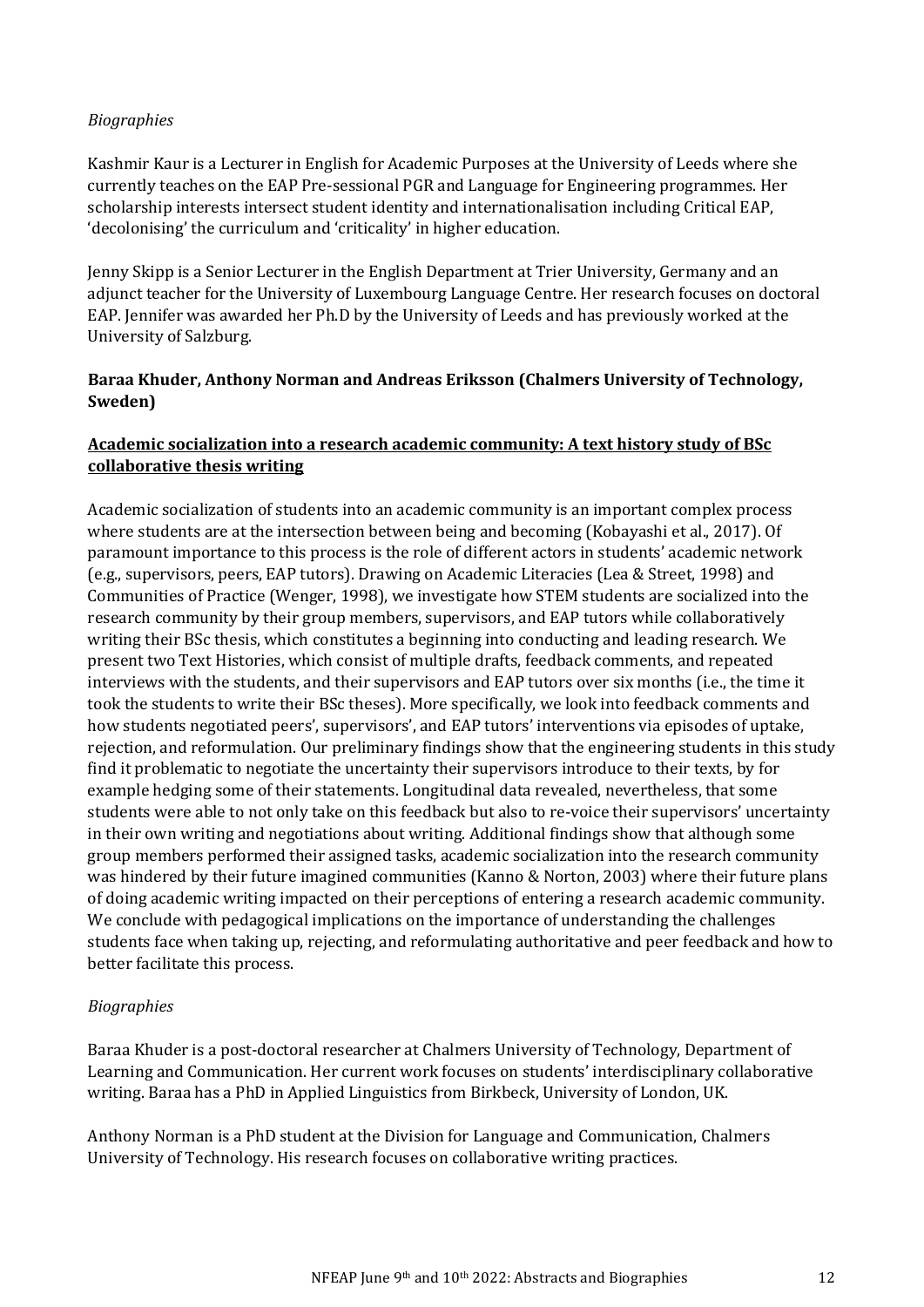*Biographies*

Kashmir Kaur is a Lecturer in English for Academic Purposes at the University of Leeds where she currently teaches on the EAP Pre-sessional PGR and Language for Engineering programmes. Her scholarship interests intersect student identity and internationalisation including Critical EAP, 'decolonising' the curriculum and 'criticality' in higher education.

Jenny Skipp is a Senior Lecturer in the English Department at Trier University, Germany and an adjunct teacher for the University of Luxembourg Language Centre. Her research focuses on doctoral EAP. Jennifer was awarded her Ph.D by the University of Leeds and has previously worked at the University of Salzburg.

**Baraa Khuder, Anthony Norman and Andreas Eriksson (Chalmers University of Technology, Sweden)**

**Academic socialization into a research academic community: A text history study of BSc collaborative thesis writing**

Academic socialization of students into an academic community is an important complex process where students are at the intersection between being and becoming (Kobayashi et al., 2017). Of paramount importance to this process is the role of different actors in students' academic network (e.g., supervisors, peers, EAP tutors). Drawing on Academic Literacies (Lea & Street, 1998) and Communities of Practice (Wenger, 1998), we investigate how STEM students are socialized into the research community by their group members, supervisors, and EAP tutors while collaboratively writing their BSc thesis, which constitutes a beginning into conducting and leading research. We present two Text Histories, which consist of multiple drafts, feedback comments, and repeated interviews with the students, and their supervisors and EAP tutors over six months (i.e., the time it took the students to write their BSc theses). More specifically, we look into feedback comments and how students negotiated peers', supervisors', and EAP tutors' interventions via episodes of uptake, rejection, and reformulation. Our preliminary findings show that the engineering students in this study find it problematic to negotiate the uncertainty their supervisors introduce to their texts, by for example hedging some of their statements. Longitudinal data revealed, nevertheless, that some students were able to not only take on this feedback but also to re-voice their supervisors' uncertainty in their own writing and negotiations about writing. Additional findings show that although some group members performed their assigned tasks, academic socialization into the research community was hindered by their future imagined communities (Kanno & Norton, 2003) where their future plans of doing academic writing impacted on their perceptions of entering a research academic community. We conclude with pedagogical implications on the importance of understanding the challenges students face when taking up, rejecting, and reformulating authoritative and peer feedback and how to better facilitate this process.

*Biographies*

Baraa Khuder is a post-doctoral researcher at Chalmers University of Technology, Department of Learning and Communication. Her current work focuses on students' interdisciplinary collaborative writing. Baraa has a PhD in Applied Linguistics from Birkbeck, University of London, UK.

Anthony Norman is a PhD student at the Division for Language and Communication, Chalmers University of Technology. His research focuses on collaborative writing practices.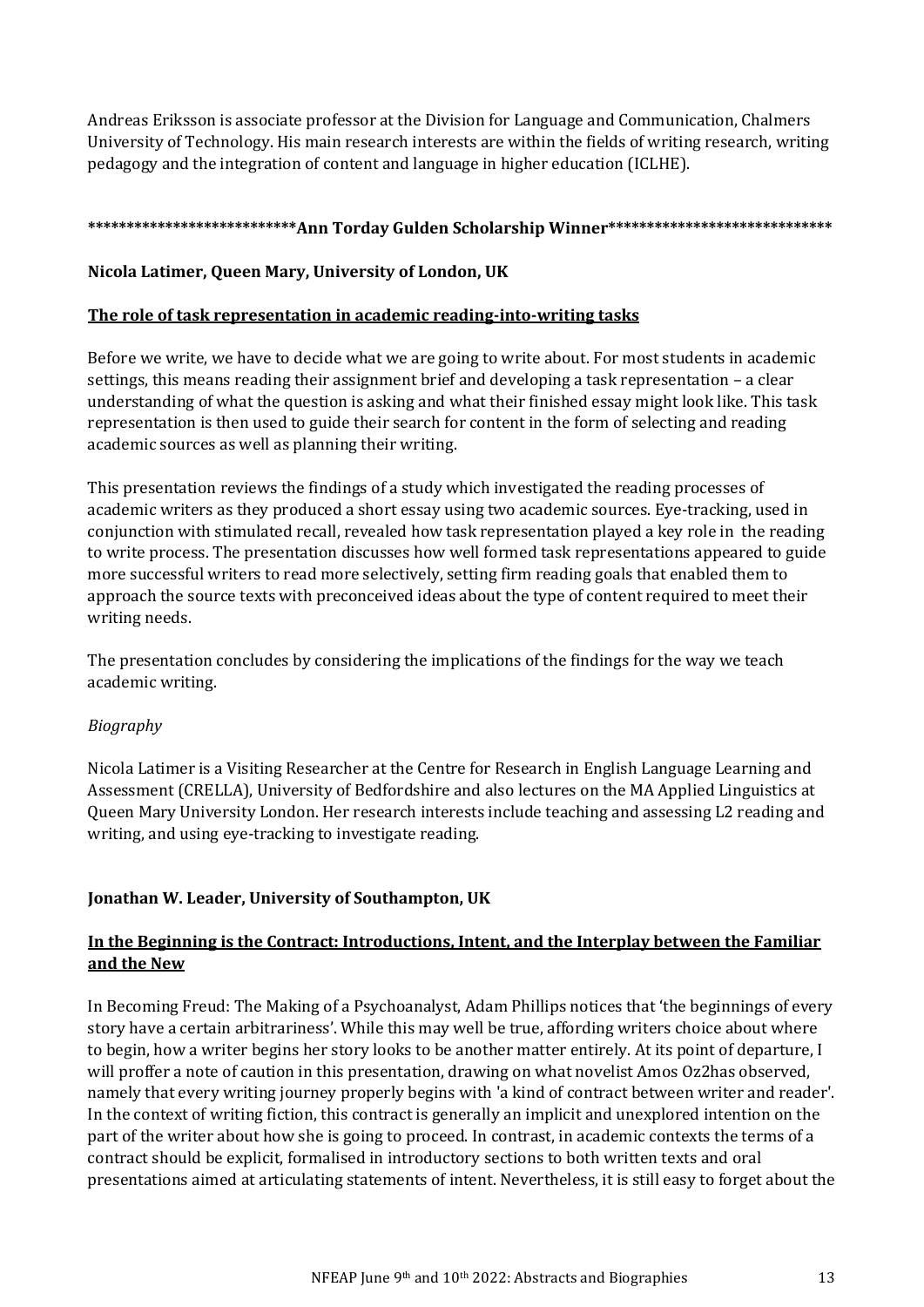Andreas Eriksson is associate professor at the Division for Language and Communication, Chalmers University of Technology. His main research interests are within the fields of writing research, writing pedagogy and the integration of content and language in higher education (ICLHE).

**\*\*\*\*\*\*\*\*\*\*\*\*\*\*\*\*\*\*\*\*\*\*\*\*\*\*\*Ann Torday Gulden Scholarship Winner\*\*\*\*\*\*\*\*\*\*\*\*\*\*\*\*\*\*\*\*\*\*\*\*\*\*\*\*\***

**Nicola Latimer, Queen Mary, University of London, UK**

**The role of task representation in academic reading-into-writing tasks**

Before we write, we have to decide what we are going to write about. For most students in academic settings, this means reading their assignment brief and developing a task representation – a clear understanding of what the question is asking and what their finished essay might look like. This task representation is then used to guide their search for content in the form of selecting and reading academic sources as well as planning their writing.

This presentation reviews the findings of a study which investigated the reading processes of academic writers as they produced a short essay using two academic sources. Eye-tracking, used in conjunction with stimulated recall, revealed how task representation played a key role in the reading to write process. The presentation discusses how well formed task representations appeared to guide more successful writers to read more selectively, setting firm reading goals that enabled them to approach the source texts with preconceived ideas about the type of content required to meet their writing needs.

The presentation concludes by considering the implications of the findings for the way we teach academic writing.

*Biography*

Nicola Latimer is a Visiting Researcher at the Centre for Research in English Language Learning and Assessment (CRELLA), University of Bedfordshire and also lectures on the MA Applied Linguistics at Queen Mary University London. Her research interests include teaching and assessing L2 reading and writing, and using eye-tracking to investigate reading.

**Jonathan W. Leader, University of Southampton, UK**

**In the Beginning is the Contract: Introductions, Intent, and the Interplay between the Familiar and the New**

In Becoming Freud: The Making of a Psychoanalyst, Adam Phillips notices that 'the beginnings of every story have a certain arbitrariness'. While this may well be true, affording writers choice about where to begin, how a writer begins her story looks to be another matter entirely. At its point of departure, I will proffer a note of caution in this presentation, drawing on what novelist Amos Oz2has observed, namely that every writing journey properly begins with 'a kind of contract between writer and reader'. In the context of writing fiction, this contract is generally an implicit and unexplored intention on the part of the writer about how she is going to proceed. In contrast, in academic contexts the terms of a contract should be explicit, formalised in introductory sections to both written texts and oral presentations aimed at articulating statements of intent. Nevertheless, it is still easy to forget about the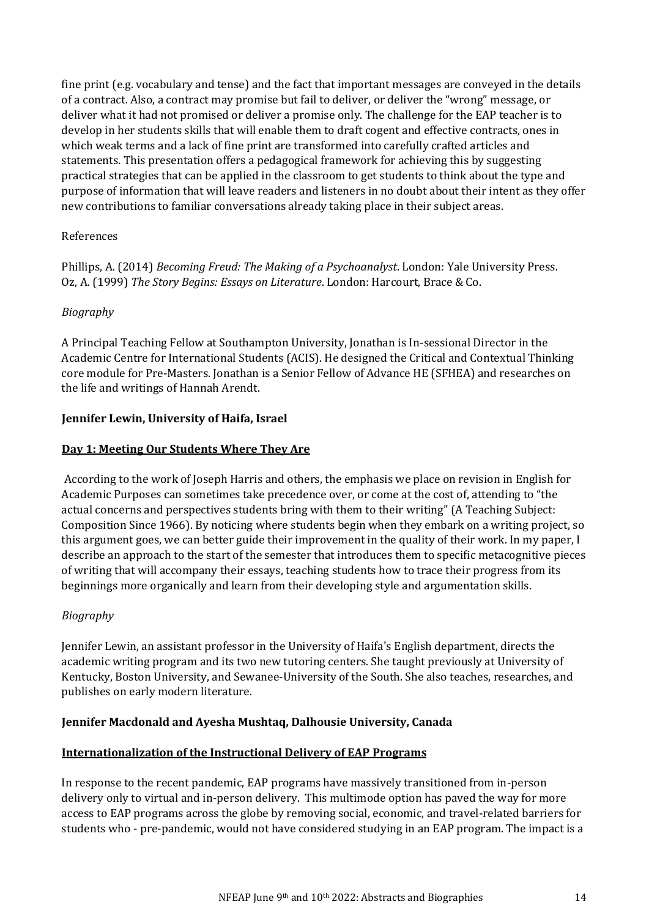fine print (e.g. vocabulary and tense) and the fact that important messages are conveyed in the details of a contract. Also, a contract may promise but fail to deliver, or deliver the "wrong" message, or deliver what it had not promised or deliver a promise only. The challenge for the EAP teacher is to develop in her students skills that will enable them to draft cogent and effective contracts, ones in which weak terms and a lack of fine print are transformed into carefully crafted articles and statements. This presentation offers a pedagogical framework for achieving this by suggesting practical strategies that can be applied in the classroom to get students to think about the type and purpose of information that will leave readers and listeners in no doubt about their intent as they offer new contributions to familiar conversations already taking place in their subject areas.

References

Phillips, A. (2014) *Becoming Freud: The Making of a Psychoanalyst*. London: Yale University Press.
Oz, A. (1999) *The Story Begins: Essays on Literature*. London: Harcourt, Brace & Co.

*Biography*

A Principal Teaching Fellow at Southampton University, Jonathan is In-sessional Director in the Academic Centre for International Students (ACIS). He designed the Critical and Contextual Thinking core module for Pre-Masters. Jonathan is a Senior Fellow of Advance HE (SFHEA) and researches on the life and writings of Hannah Arendt.

**Jennifer Lewin, University of Haifa, Israel**

**Day 1: Meeting Our Students Where They Are**

According to the work of Joseph Harris and others, the emphasis we place on revision in English for Academic Purposes can sometimes take precedence over, or come at the cost of, attending to "the actual concerns and perspectives students bring with them to their writing" (A Teaching Subject: Composition Since 1966). By noticing where students begin when they embark on a writing project, so this argument goes, we can better guide their improvement in the quality of their work. In my paper, I describe an approach to the start of the semester that introduces them to specific metacognitive pieces of writing that will accompany their essays, teaching students how to trace their progress from its beginnings more organically and learn from their developing style and argumentation skills.

*Biography*

Jennifer Lewin, an assistant professor in the University of Haifa's English department, directs the academic writing program and its two new tutoring centers. She taught previously at University of Kentucky, Boston University, and Sewanee-University of the South. She also teaches, researches, and publishes on early modern literature.

**Jennifer Macdonald and Ayesha Mushtaq, Dalhousie University, Canada**

**Internationalization of the Instructional Delivery of EAP Programs**

In response to the recent pandemic, EAP programs have massively transitioned from in-person delivery only to virtual and in-person delivery. This multimode option has paved the way for more access to EAP programs across the globe by removing social, economic, and travel-related barriers for students who - pre-pandemic, would not have considered studying in an EAP program. The impact is a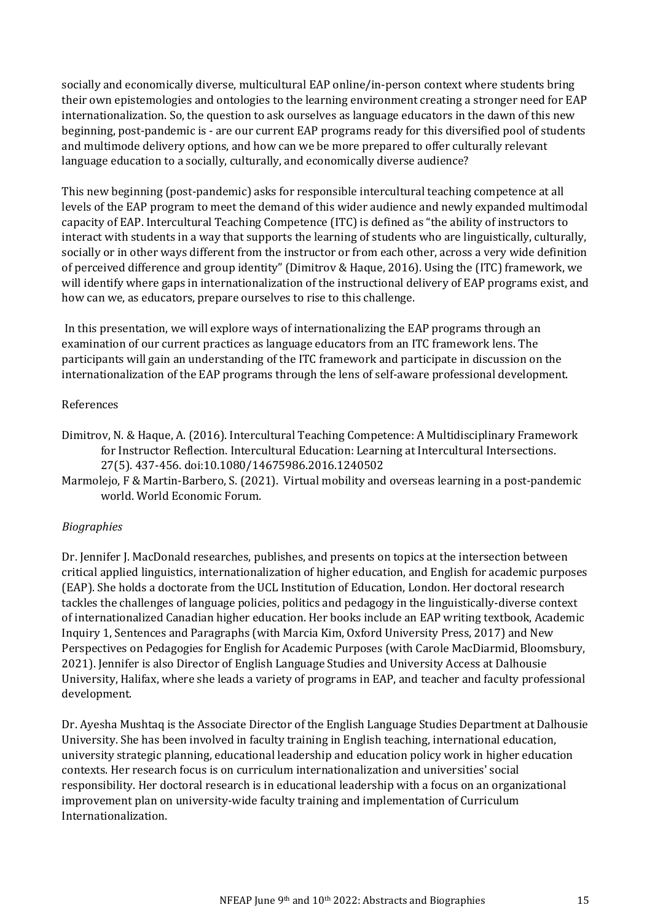socially and economically diverse, multicultural EAP online/in-person context where students bring their own epistemologies and ontologies to the learning environment creating a stronger need for EAP internationalization. So, the question to ask ourselves as language educators in the dawn of this new beginning, post-pandemic is - are our current EAP programs ready for this diversified pool of students and multimode delivery options, and how can we be more prepared to offer culturally relevant language education to a socially, culturally, and economically diverse audience?

This new beginning (post-pandemic) asks for responsible intercultural teaching competence at all levels of the EAP program to meet the demand of this wider audience and newly expanded multimodal capacity of EAP. Intercultural Teaching Competence (ITC) is defined as "the ability of instructors to interact with students in a way that supports the learning of students who are linguistically, culturally, socially or in other ways different from the instructor or from each other, across a very wide definition of perceived difference and group identity" (Dimitrov & Haque, 2016). Using the (ITC) framework, we will identify where gaps in internationalization of the instructional delivery of EAP programs exist, and how can we, as educators, prepare ourselves to rise to this challenge.

In this presentation, we will explore ways of internationalizing the EAP programs through an examination of our current practices as language educators from an ITC framework lens. The participants will gain an understanding of the ITC framework and participate in discussion on the internationalization of the EAP programs through the lens of self-aware professional development.

References

Dimitrov, N. & Haque, A. (2016). Intercultural Teaching Competence: A Multidisciplinary Framework for Instructor Reflection. Intercultural Education: Learning at Intercultural Intersections. 27(5). 437-456. doi:10.1080/14675986.2016.1240502

Marmolejo, F & Martin-Barbero, S. (2021). Virtual mobility and overseas learning in a post-pandemic world. World Economic Forum.

*Biographies*

Dr. Jennifer J. MacDonald researches, publishes, and presents on topics at the intersection between critical applied linguistics, internationalization of higher education, and English for academic purposes (EAP). She holds a doctorate from the UCL Institution of Education, London. Her doctoral research tackles the challenges of language policies, politics and pedagogy in the linguistically-diverse context of internationalized Canadian higher education. Her books include an EAP writing textbook, Academic Inquiry 1, Sentences and Paragraphs (with Marcia Kim, Oxford University Press, 2017) and New Perspectives on Pedagogies for English for Academic Purposes (with Carole MacDiarmid, Bloomsbury, 2021). Jennifer is also Director of English Language Studies and University Access at Dalhousie University, Halifax, where she leads a variety of programs in EAP, and teacher and faculty professional development.

Dr. Ayesha Mushtaq is the Associate Director of the English Language Studies Department at Dalhousie University. She has been involved in faculty training in English teaching, international education, university strategic planning, educational leadership and education policy work in higher education contexts. Her research focus is on curriculum internationalization and universities' social responsibility. Her doctoral research is in educational leadership with a focus on an organizational improvement plan on university-wide faculty training and implementation of Curriculum Internationalization.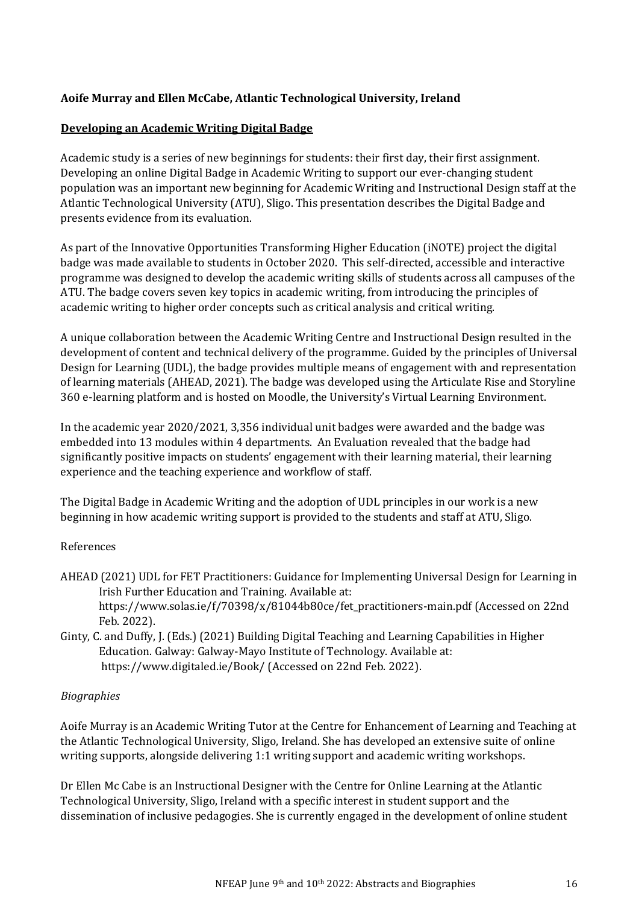**Aoife Murray and Ellen McCabe, Atlantic Technological University, Ireland**

**Developing an Academic Writing Digital Badge**

Academic study is a series of new beginnings for students: their first day, their first assignment. Developing an online Digital Badge in Academic Writing to support our ever-changing student population was an important new beginning for Academic Writing and Instructional Design staff at the Atlantic Technological University (ATU), Sligo. This presentation describes the Digital Badge and presents evidence from its evaluation.

As part of the Innovative Opportunities Transforming Higher Education (iNOTE) project the digital badge was made available to students in October 2020. This self-directed, accessible and interactive programme was designed to develop the academic writing skills of students across all campuses of the ATU. The badge covers seven key topics in academic writing, from introducing the principles of academic writing to higher order concepts such as critical analysis and critical writing.

A unique collaboration between the Academic Writing Centre and Instructional Design resulted in the development of content and technical delivery of the programme. Guided by the principles of Universal Design for Learning (UDL), the badge provides multiple means of engagement with and representation of learning materials (AHEAD, 2021). The badge was developed using the Articulate Rise and Storyline 360 e-learning platform and is hosted on Moodle, the University's Virtual Learning Environment.

In the academic year 2020/2021, 3,356 individual unit badges were awarded and the badge was embedded into 13 modules within 4 departments. An Evaluation revealed that the badge had significantly positive impacts on students' engagement with their learning material, their learning experience and the teaching experience and workflow of staff.

The Digital Badge in Academic Writing and the adoption of UDL principles in our work is a new beginning in how academic writing support is provided to the students and staff at ATU, Sligo.

References

AHEAD (2021) UDL for FET Practitioners: Guidance for Implementing Universal Design for Learning in Irish Further Education and Training. Available at: https://www.solas.ie/f/70398/x/81044b80ce/fet_practitioners-main.pdf (Accessed on 22nd Feb. 2022).

Ginty, C. and Duffy, J. (Eds.) (2021) Building Digital Teaching and Learning Capabilities in Higher Education. Galway: Galway-Mayo Institute of Technology. Available at: https://www.digitaled.ie/Book/ (Accessed on 22nd Feb. 2022).

*Biographies*

Aoife Murray is an Academic Writing Tutor at the Centre for Enhancement of Learning and Teaching at the Atlantic Technological University, Sligo, Ireland. She has developed an extensive suite of online writing supports, alongside delivering 1:1 writing support and academic writing workshops.

Dr Ellen Mc Cabe is an Instructional Designer with the Centre for Online Learning at the Atlantic Technological University, Sligo, Ireland with a specific interest in student support and the dissemination of inclusive pedagogies. She is currently engaged in the development of online student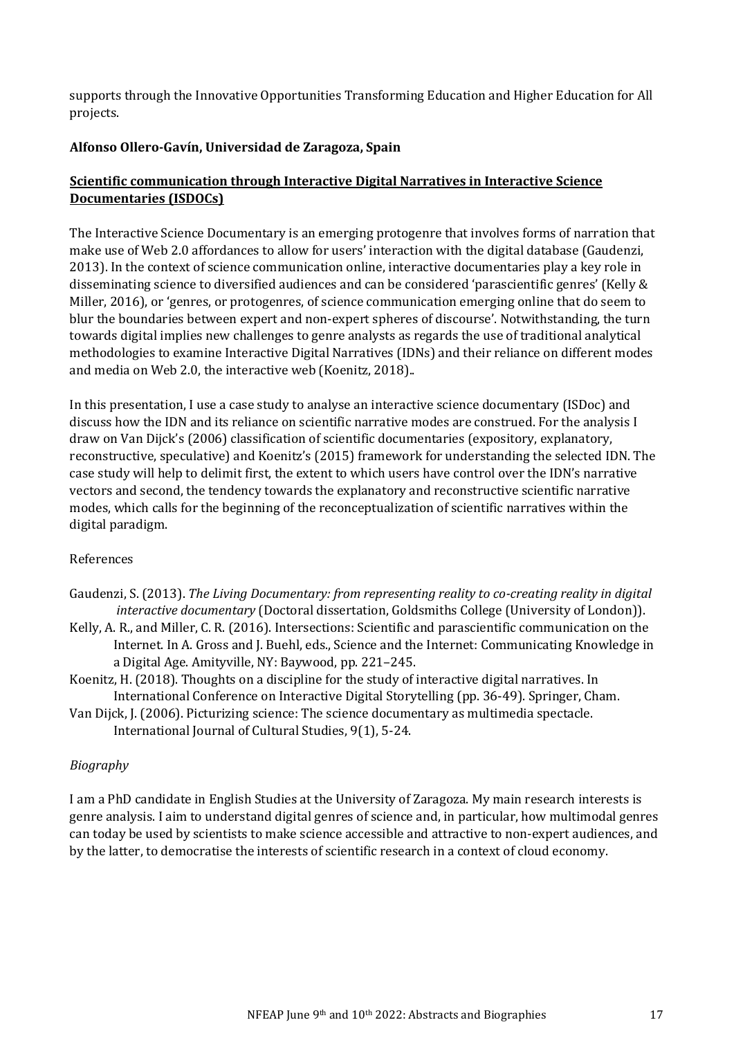supports through the Innovative Opportunities Transforming Education and Higher Education for All projects.

**Alfonso Ollero-Gavín, Universidad de Zaragoza, Spain**

## Scientific communication through Interactive Digital Narratives in Interactive Science Documentaries (ISDOCs)

The Interactive Science Documentary is an emerging protogenre that involves forms of narration that make use of Web 2.0 affordances to allow for users' interaction with the digital database (Gaudenzi, 2013). In the context of science communication online, interactive documentaries play a key role in disseminating science to diversified audiences and can be considered 'parascientific genres' (Kelly & Miller, 2016), or 'genres, or protogenres, of science communication emerging online that do seem to blur the boundaries between expert and non-expert spheres of discourse'. Notwithstanding, the turn towards digital implies new challenges to genre analysts as regards the use of traditional analytical methodologies to examine Interactive Digital Narratives (IDNs) and their reliance on different modes and media on Web 2.0, the interactive web (Koenitz, 2018)..

In this presentation, I use a case study to analyse an interactive science documentary (ISDoc) and discuss how the IDN and its reliance on scientific narrative modes are construed. For the analysis I draw on Van Dijck's (2006) classification of scientific documentaries (expository, explanatory, reconstructive, speculative) and Koenitz's (2015) framework for understanding the selected IDN. The case study will help to delimit first, the extent to which users have control over the IDN's narrative vectors and second, the tendency towards the explanatory and reconstructive scientific narrative modes, which calls for the beginning of the reconceptualization of scientific narratives within the digital paradigm.

References

Gaudenzi, S. (2013). *The Living Documentary: from representing reality to co-creating reality in digital interactive documentary* (Doctoral dissertation, Goldsmiths College (University of London)).

Kelly, A. R., and Miller, C. R. (2016). Intersections: Scientific and parascientific communication on the Internet. In A. Gross and J. Buehl, eds., Science and the Internet: Communicating Knowledge in a Digital Age. Amityville, NY: Baywood, pp. 221–245.

Koenitz, H. (2018). Thoughts on a discipline for the study of interactive digital narratives. In International Conference on Interactive Digital Storytelling (pp. 36-49). Springer, Cham.

Van Dijck, J. (2006). Picturizing science: The science documentary as multimedia spectacle. International Journal of Cultural Studies, 9(1), 5-24.

*Biography*

I am a PhD candidate in English Studies at the University of Zaragoza. My main research interests is genre analysis. I aim to understand digital genres of science and, in particular, how multimodal genres can today be used by scientists to make science accessible and attractive to non-expert audiences, and by the latter, to democratise the interests of scientific research in a context of cloud economy.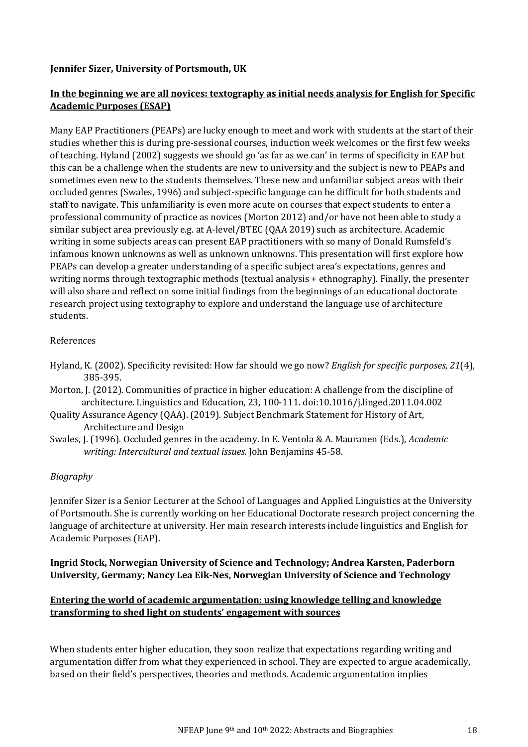**Jennifer Sizer, University of Portsmouth, UK**

**In the beginning we are all novices: textography as initial needs analysis for English for Specific Academic Purposes (ESAP)**

Many EAP Practitioners (PEAPs) are lucky enough to meet and work with students at the start of their studies whether this is during pre-sessional courses, induction week welcomes or the first few weeks of teaching. Hyland (2002) suggests we should go 'as far as we can' in terms of specificity in EAP but this can be a challenge when the students are new to university and the subject is new to PEAPs and sometimes even new to the students themselves. These new and unfamiliar subject areas with their occluded genres (Swales, 1996) and subject-specific language can be difficult for both students and staff to navigate. This unfamiliarity is even more acute on courses that expect students to enter a professional community of practice as novices (Morton 2012) and/or have not been able to study a similar subject area previously e.g. at A-level/BTEC (QAA 2019) such as architecture. Academic writing in some subjects areas can present EAP practitioners with so many of Donald Rumsfeld's infamous known unknowns as well as unknown unknowns. This presentation will first explore how PEAPs can develop a greater understanding of a specific subject area's expectations, genres and writing norms through textographic methods (textual analysis + ethnography). Finally, the presenter will also share and reflect on some initial findings from the beginnings of an educational doctorate research project using textography to explore and understand the language use of architecture students.

References

Hyland, K. (2002). Specificity revisited: How far should we go now? *English for specific purposes*, *21*(4), 385-395.

Morton, J. (2012). Communities of practice in higher education: A challenge from the discipline of architecture. Linguistics and Education, 23, 100-111. doi:10.1016/j.linged.2011.04.002

Quality Assurance Agency (QAA). (2019). Subject Benchmark Statement for History of Art, Architecture and Design

Swales, J. (1996). Occluded genres in the academy. In E. Ventola & A. Mauranen (Eds.), *Academic writing: Intercultural and textual issues.* John Benjamins 45-58.

*Biography*

Jennifer Sizer is a Senior Lecturer at the School of Languages and Applied Linguistics at the University of Portsmouth. She is currently working on her Educational Doctorate research project concerning the language of architecture at university. Her main research interests include linguistics and English for Academic Purposes (EAP).

**Ingrid Stock, Norwegian University of Science and Technology; Andrea Karsten, Paderborn University, Germany; Nancy Lea Eik-Nes, Norwegian University of Science and Technology**

**Entering the world of academic argumentation: using knowledge telling and knowledge transforming to shed light on students' engagement with sources**

When students enter higher education, they soon realize that expectations regarding writing and argumentation differ from what they experienced in school. They are expected to argue academically, based on their field's perspectives, theories and methods. Academic argumentation implies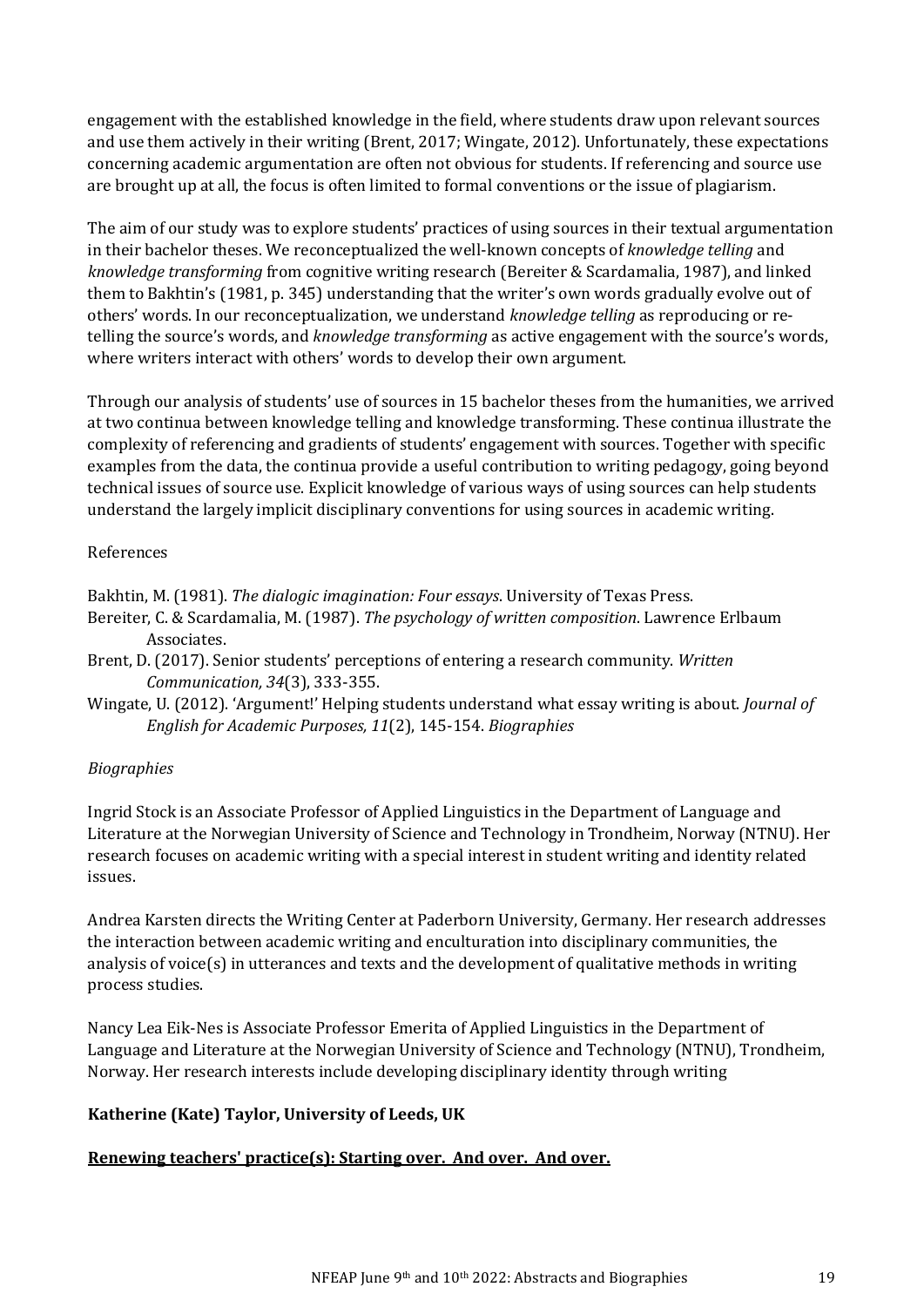engagement with the established knowledge in the field, where students draw upon relevant sources and use them actively in their writing (Brent, 2017; Wingate, 2012). Unfortunately, these expectations concerning academic argumentation are often not obvious for students. If referencing and source use are brought up at all, the focus is often limited to formal conventions or the issue of plagiarism.

The aim of our study was to explore students' practices of using sources in their textual argumentation in their bachelor theses. We reconceptualized the well-known concepts of *knowledge telling* and *knowledge transforming* from cognitive writing research (Bereiter & Scardamalia, 1987), and linked them to Bakhtin's (1981, p. 345) understanding that the writer's own words gradually evolve out of others' words. In our reconceptualization, we understand *knowledge telling* as reproducing or re-telling the source's words, and *knowledge transforming* as active engagement with the source's words, where writers interact with others' words to develop their own argument.

Through our analysis of students' use of sources in 15 bachelor theses from the humanities, we arrived at two continua between knowledge telling and knowledge transforming. These continua illustrate the complexity of referencing and gradients of students' engagement with sources. Together with specific examples from the data, the continua provide a useful contribution to writing pedagogy, going beyond technical issues of source use. Explicit knowledge of various ways of using sources can help students understand the largely implicit disciplinary conventions for using sources in academic writing.

References

Bakhtin, M. (1981). *The dialogic imagination: Four essays*. University of Texas Press.

Bereiter, C. & Scardamalia, M. (1987). *The psychology of written composition*. Lawrence Erlbaum Associates.

Brent, D. (2017). Senior students' perceptions of entering a research community. *Written Communication, 34*(3), 333-355.

Wingate, U. (2012). 'Argument!' Helping students understand what essay writing is about. *Journal of English for Academic Purposes, 11*(2), 145-154. *Biographies*

*Biographies*

Ingrid Stock is an Associate Professor of Applied Linguistics in the Department of Language and Literature at the Norwegian University of Science and Technology in Trondheim, Norway (NTNU). Her research focuses on academic writing with a special interest in student writing and identity related issues.

Andrea Karsten directs the Writing Center at Paderborn University, Germany. Her research addresses the interaction between academic writing and enculturation into disciplinary communities, the analysis of voice(s) in utterances and texts and the development of qualitative methods in writing process studies.

Nancy Lea Eik-Nes is Associate Professor Emerita of Applied Linguistics in the Department of Language and Literature at the Norwegian University of Science and Technology (NTNU), Trondheim, Norway. Her research interests include developing disciplinary identity through writing

**Katherine (Kate) Taylor, University of Leeds, UK**

**Renewing teachers' practice(s): Starting over. And over. And over.**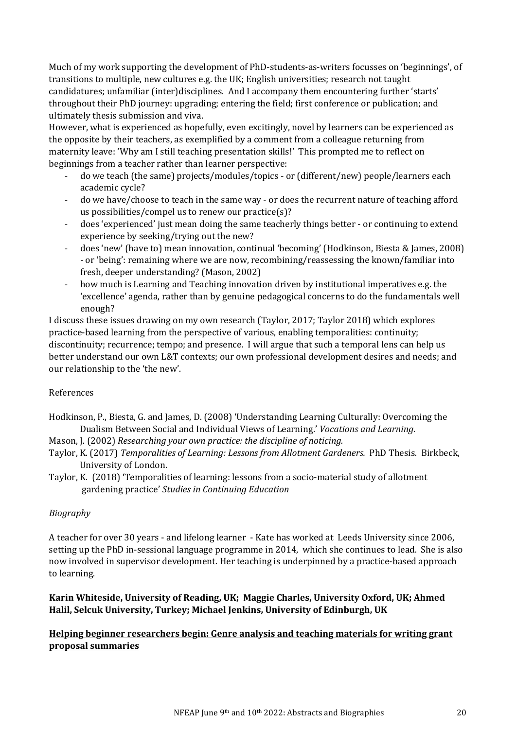Much of my work supporting the development of PhD-students-as-writers focusses on 'beginnings', of transitions to multiple, new cultures e.g. the UK; English universities; research not taught candidatures; unfamiliar (inter)disciplines. And I accompany them encountering further 'starts' throughout their PhD journey: upgrading; entering the field; first conference or publication; and ultimately thesis submission and viva.

However, what is experienced as hopefully, even excitingly, novel by learners can be experienced as the opposite by their teachers, as exemplified by a comment from a colleague returning from maternity leave: 'Why am I still teaching presentation skills!' This prompted me to reflect on beginnings from a teacher rather than learner perspective:

- do we teach (the same) projects/modules/topics - or (different/new) people/learners each academic cycle?
- do we have/choose to teach in the same way - or does the recurrent nature of teaching afford us possibilities/compel us to renew our practice(s)?
- does 'experienced' just mean doing the same teacherly things better - or continuing to extend experience by seeking/trying out the new?
- does 'new' (have to) mean innovation, continual 'becoming' (Hodkinson, Biesta & James, 2008) - or 'being': remaining where we are now, recombining/reassessing the known/familiar into fresh, deeper understanding? (Mason, 2002)
- how much is Learning and Teaching innovation driven by institutional imperatives e.g. the 'excellence' agenda, rather than by genuine pedagogical concerns to do the fundamentals well enough?

I discuss these issues drawing on my own research (Taylor, 2017; Taylor 2018) which explores practice-based learning from the perspective of various, enabling temporalities: continuity; discontinuity; recurrence; tempo; and presence. I will argue that such a temporal lens can help us better understand our own L&T contexts; our own professional development desires and needs; and our relationship to the 'the new'.

References

Hodkinson, P., Biesta, G. and James, D. (2008) 'Understanding Learning Culturally: Overcoming the Dualism Between Social and Individual Views of Learning.' *Vocations and Learning*.

Mason, J. (2002) *Researching your own practice: the discipline of noticing.*

Taylor, K. (2017) *Temporalities of Learning: Lessons from Allotment Gardeners.* PhD Thesis. Birkbeck, University of London.

Taylor, K. (2018) 'Temporalities of learning: lessons from a socio-material study of allotment gardening practice' *Studies in Continuing Education*

*Biography*

A teacher for over 30 years - and lifelong learner - Kate has worked at Leeds University since 2006, setting up the PhD in-sessional language programme in 2014, which she continues to lead. She is also now involved in supervisor development. Her teaching is underpinned by a practice-based approach to learning.

**Karin Whiteside, University of Reading, UK; Maggie Charles, University Oxford, UK; Ahmed Halil, Selcuk University, Turkey; Michael Jenkins, University of Edinburgh, UK**

**<u>Helping beginner researchers begin: Genre analysis and teaching materials for writing grant proposal summaries</u>**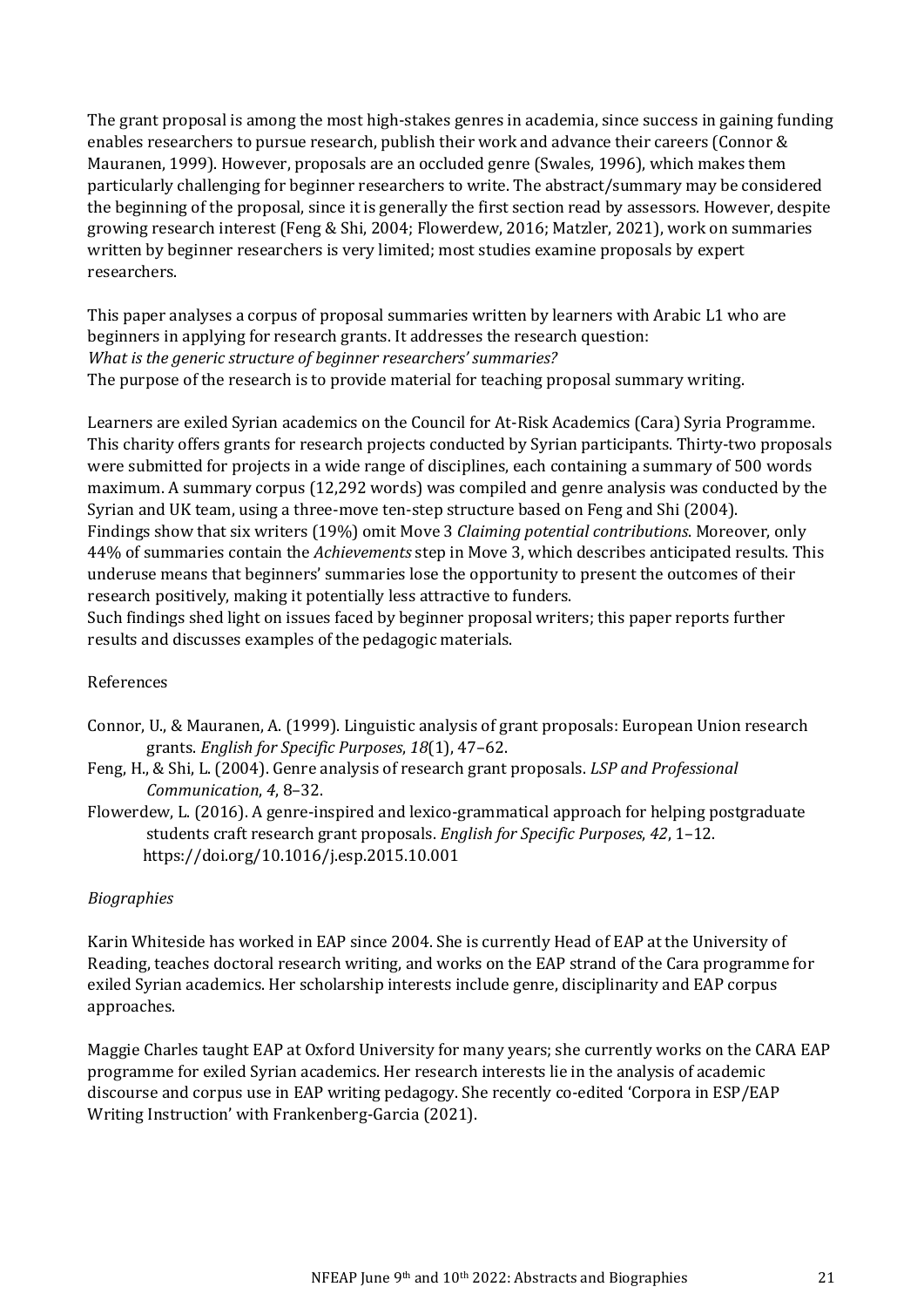The grant proposal is among the most high-stakes genres in academia, since success in gaining funding enables researchers to pursue research, publish their work and advance their careers (Connor & Mauranen, 1999). However, proposals are an occluded genre (Swales, 1996), which makes them particularly challenging for beginner researchers to write. The abstract/summary may be considered the beginning of the proposal, since it is generally the first section read by assessors. However, despite growing research interest (Feng & Shi, 2004; Flowerdew, 2016; Matzler, 2021), work on summaries written by beginner researchers is very limited; most studies examine proposals by expert researchers.

This paper analyses a corpus of proposal summaries written by learners with Arabic L1 who are beginners in applying for research grants. It addresses the research question:
*What is the generic structure of beginner researchers' summaries?*
The purpose of the research is to provide material for teaching proposal summary writing.

Learners are exiled Syrian academics on the Council for At-Risk Academics (Cara) Syria Programme. This charity offers grants for research projects conducted by Syrian participants. Thirty-two proposals were submitted for projects in a wide range of disciplines, each containing a summary of 500 words maximum. A summary corpus (12,292 words) was compiled and genre analysis was conducted by the Syrian and UK team, using a three-move ten-step structure based on Feng and Shi (2004).
Findings show that six writers (19%) omit Move 3 *Claiming potential contributions*. Moreover, only 44% of summaries contain the *Achievements* step in Move 3, which describes anticipated results. This underuse means that beginners' summaries lose the opportunity to present the outcomes of their research positively, making it potentially less attractive to funders.
Such findings shed light on issues faced by beginner proposal writers; this paper reports further results and discusses examples of the pedagogic materials.

References

Connor, U., & Mauranen, A. (1999). Linguistic analysis of grant proposals: European Union research grants. *English for Specific Purposes*, *18*(1), 47–62.

Feng, H., & Shi, L. (2004). Genre analysis of research grant proposals. *LSP and Professional Communication*, *4*, 8–32.

Flowerdew, L. (2016). A genre-inspired and lexico-grammatical approach for helping postgraduate students craft research grant proposals. *English for Specific Purposes*, *42*, 1–12. https://doi.org/10.1016/j.esp.2015.10.001

*Biographies*

Karin Whiteside has worked in EAP since 2004. She is currently Head of EAP at the University of Reading, teaches doctoral research writing, and works on the EAP strand of the Cara programme for exiled Syrian academics. Her scholarship interests include genre, disciplinarity and EAP corpus approaches.

Maggie Charles taught EAP at Oxford University for many years; she currently works on the CARA EAP programme for exiled Syrian academics. Her research interests lie in the analysis of academic discourse and corpus use in EAP writing pedagogy. She recently co-edited 'Corpora in ESP/EAP Writing Instruction' with Frankenberg-Garcia (2021).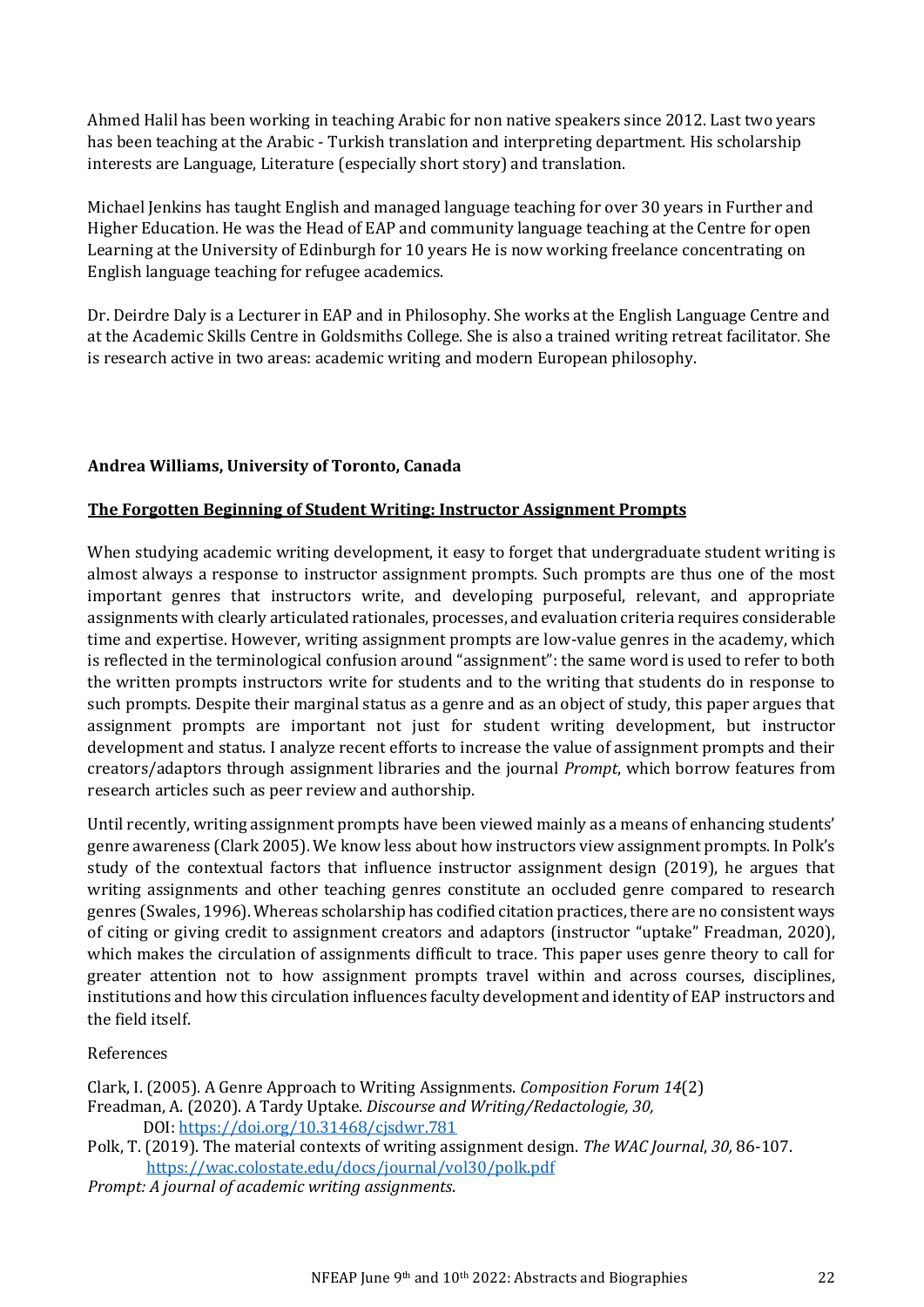Ahmed Halil has been working in teaching Arabic for non native speakers since 2012. Last two years has been teaching at the Arabic - Turkish translation and interpreting department. His scholarship interests are Language, Literature (especially short story) and translation.

Michael Jenkins has taught English and managed language teaching for over 30 years in Further and Higher Education. He was the Head of EAP and community language teaching at the Centre for open Learning at the University of Edinburgh for 10 years He is now working freelance concentrating on English language teaching for refugee academics.

Dr. Deirdre Daly is a Lecturer in EAP and in Philosophy. She works at the English Language Centre and at the Academic Skills Centre in Goldsmiths College. She is also a trained writing retreat facilitator. She is research active in two areas: academic writing and modern European philosophy.

**Andrea Williams, University of Toronto, Canada**

**The Forgotten Beginning of Student Writing: Instructor Assignment Prompts**

When studying academic writing development, it easy to forget that undergraduate student writing is almost always a response to instructor assignment prompts. Such prompts are thus one of the most important genres that instructors write, and developing purposeful, relevant, and appropriate assignments with clearly articulated rationales, processes, and evaluation criteria requires considerable time and expertise. However, writing assignment prompts are low-value genres in the academy, which is reflected in the terminological confusion around "assignment": the same word is used to refer to both the written prompts instructors write for students and to the writing that students do in response to such prompts. Despite their marginal status as a genre and as an object of study, this paper argues that assignment prompts are important not just for student writing development, but instructor development and status. I analyze recent efforts to increase the value of assignment prompts and their creators/adaptors through assignment libraries and the journal *Prompt*, which borrow features from research articles such as peer review and authorship.

Until recently, writing assignment prompts have been viewed mainly as a means of enhancing students' genre awareness (Clark 2005). We know less about how instructors view assignment prompts. In Polk's study of the contextual factors that influence instructor assignment design (2019), he argues that writing assignments and other teaching genres constitute an occluded genre compared to research genres (Swales, 1996). Whereas scholarship has codified citation practices, there are no consistent ways of citing or giving credit to assignment creators and adaptors (instructor "uptake" Freadman, 2020), which makes the circulation of assignments difficult to trace. This paper uses genre theory to call for greater attention not to how assignment prompts travel within and across courses, disciplines, institutions and how this circulation influences faculty development and identity of EAP instructors and the field itself.

References

Clark, I. (2005). A Genre Approach to Writing Assignments. *Composition Forum 14*(2)

Freadman, A. (2020). A Tardy Uptake. *Discourse and Writing/Redactologie, 30,* DOI: https://doi.org/10.31468/cjsdwr.781

Polk, T. (2019). The material contexts of writing assignment design. *The WAC Journal*, *30,* 86-107. https://wac.colostate.edu/docs/journal/vol30/polk.pdf

*Prompt: A journal of academic writing assignments*.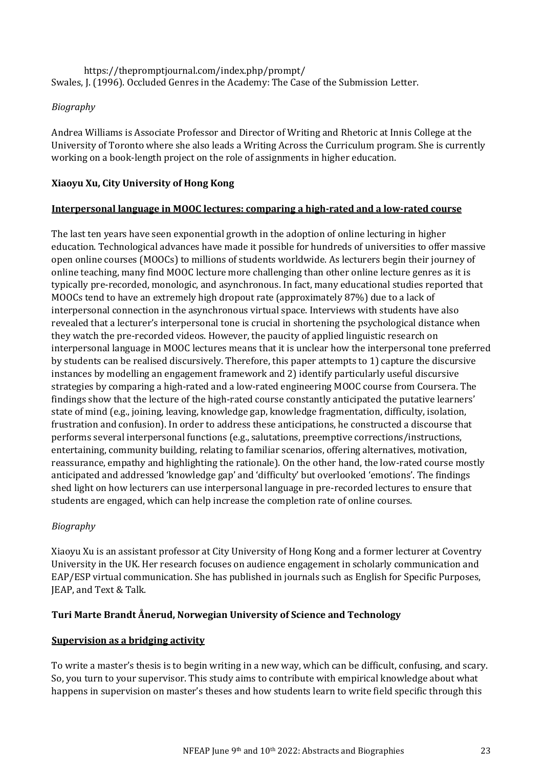https://thepromptjournal.com/index.php/prompt/

Swales, J. (1996). Occluded Genres in the Academy: The Case of the Submission Letter.

*Biography*

Andrea Williams is Associate Professor and Director of Writing and Rhetoric at Innis College at the University of Toronto where she also leads a Writing Across the Curriculum program. She is currently working on a book-length project on the role of assignments in higher education.

**Xiaoyu Xu, City University of Hong Kong**

**Interpersonal language in MOOC lectures: comparing a high-rated and a low-rated course**

The last ten years have seen exponential growth in the adoption of online lecturing in higher education. Technological advances have made it possible for hundreds of universities to offer massive open online courses (MOOCs) to millions of students worldwide. As lecturers begin their journey of online teaching, many find MOOC lecture more challenging than other online lecture genres as it is typically pre-recorded, monologic, and asynchronous. In fact, many educational studies reported that MOOCs tend to have an extremely high dropout rate (approximately 87%) due to a lack of interpersonal connection in the asynchronous virtual space. Interviews with students have also revealed that a lecturer's interpersonal tone is crucial in shortening the psychological distance when they watch the pre-recorded videos. However, the paucity of applied linguistic research on interpersonal language in MOOC lectures means that it is unclear how the interpersonal tone preferred by students can be realised discursively. Therefore, this paper attempts to 1) capture the discursive instances by modelling an engagement framework and 2) identify particularly useful discursive strategies by comparing a high-rated and a low-rated engineering MOOC course from Coursera. The findings show that the lecture of the high-rated course constantly anticipated the putative learners' state of mind (e.g., joining, leaving, knowledge gap, knowledge fragmentation, difficulty, isolation, frustration and confusion). In order to address these anticipations, he constructed a discourse that performs several interpersonal functions (e.g., salutations, preemptive corrections/instructions, entertaining, community building, relating to familiar scenarios, offering alternatives, motivation, reassurance, empathy and highlighting the rationale). On the other hand, the low-rated course mostly anticipated and addressed 'knowledge gap' and 'difficulty' but overlooked 'emotions'. The findings shed light on how lecturers can use interpersonal language in pre-recorded lectures to ensure that students are engaged, which can help increase the completion rate of online courses.

*Biography*

Xiaoyu Xu is an assistant professor at City University of Hong Kong and a former lecturer at Coventry University in the UK. Her research focuses on audience engagement in scholarly communication and EAP/ESP virtual communication. She has published in journals such as English for Specific Purposes, JEAP, and Text & Talk.

**Turi Marte Brandt Ånerud, Norwegian University of Science and Technology**

**Supervision as a bridging activity**

To write a master's thesis is to begin writing in a new way, which can be difficult, confusing, and scary. So, you turn to your supervisor. This study aims to contribute with empirical knowledge about what happens in supervision on master's theses and how students learn to write field specific through this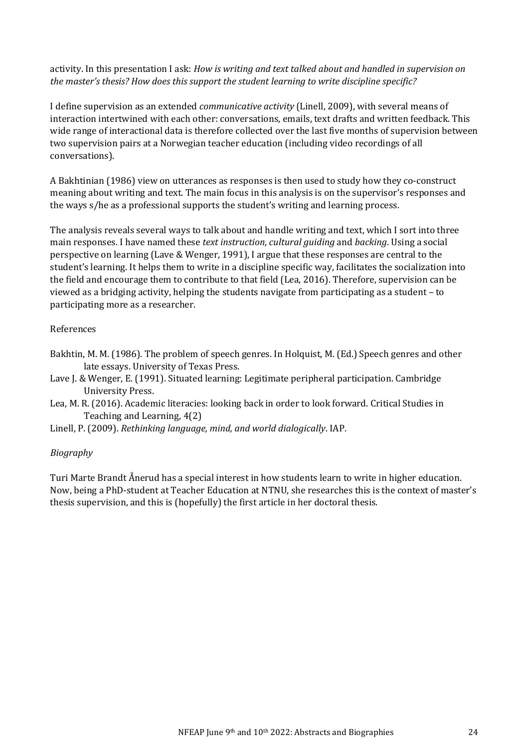activity. In this presentation I ask: *How is writing and text talked about and handled in supervision on the master's thesis? How does this support the student learning to write discipline specific?*

I define supervision as an extended *communicative activity* (Linell, 2009), with several means of interaction intertwined with each other: conversations, emails, text drafts and written feedback. This wide range of interactional data is therefore collected over the last five months of supervision between two supervision pairs at a Norwegian teacher education (including video recordings of all conversations).

A Bakhtinian (1986) view on utterances as responses is then used to study how they co-construct meaning about writing and text. The main focus in this analysis is on the supervisor's responses and the ways s/he as a professional supports the student's writing and learning process.

The analysis reveals several ways to talk about and handle writing and text, which I sort into three main responses. I have named these *text instruction*, *cultural guiding* and *backing*. Using a social perspective on learning (Lave & Wenger, 1991), I argue that these responses are central to the student's learning. It helps them to write in a discipline specific way, facilitates the socialization into the field and encourage them to contribute to that field (Lea, 2016). Therefore, supervision can be viewed as a bridging activity, helping the students navigate from participating as a student – to participating more as a researcher.

References

Bakhtin, M. M. (1986). The problem of speech genres. In Holquist, M. (Ed.) Speech genres and other late essays. University of Texas Press.

Lave J. & Wenger, E. (1991). Situated learning: Legitimate peripheral participation. Cambridge University Press.

Lea, M. R. (2016). Academic literacies: looking back in order to look forward. Critical Studies in Teaching and Learning, 4(2)

Linell, P. (2009). *Rethinking language, mind, and world dialogically*. IAP.

*Biography*

Turi Marte Brandt Ånerud has a special interest in how students learn to write in higher education. Now, being a PhD-student at Teacher Education at NTNU, she researches this is the context of master's thesis supervision, and this is (hopefully) the first article in her doctoral thesis.